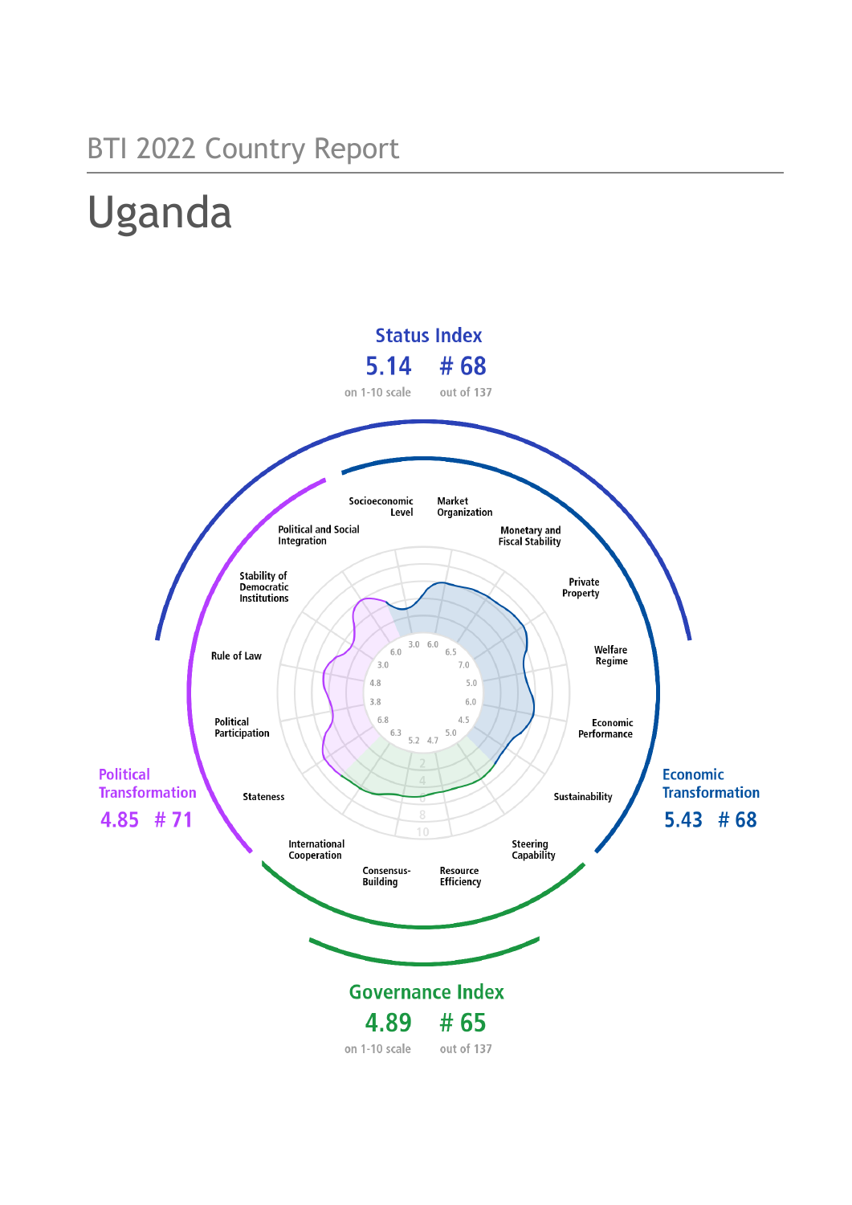BTI 2022 Country Report

# Uganda

**Status Index**

**5.14** on 1-10 scale — **# 68** out of 137

**Political Transformation**

**4.85** — **# 71**

**Economic Transformation**

**5.43** — **# 68**

**Governance Index**

**4.89** on 1-10 scale — **# 65** out of 137

| Criterion | Score |
|---|---|
| Stateness | 6.3 |
| Political Participation | 6.8 |
| Rule of Law | 3.8 |
| Stability of Democratic Institutions | 4.8 |
| Political and Social Integration | 3.0 |
| Socioeconomic Level | 3.0 |
| Market Organization | 6.0 |
| Monetary and Fiscal Stability | 6.5 |
| Private Property | 7.0 |
| Welfare Regime | 5.0 |
| Economic Performance | 6.0 |
| Sustainability | 4.5 |
| Steering Capability | 5.0 |
| Resource Efficiency | 4.7 |
| Consensus-Building | 5.2 |
| International Cooperation | 6.0 |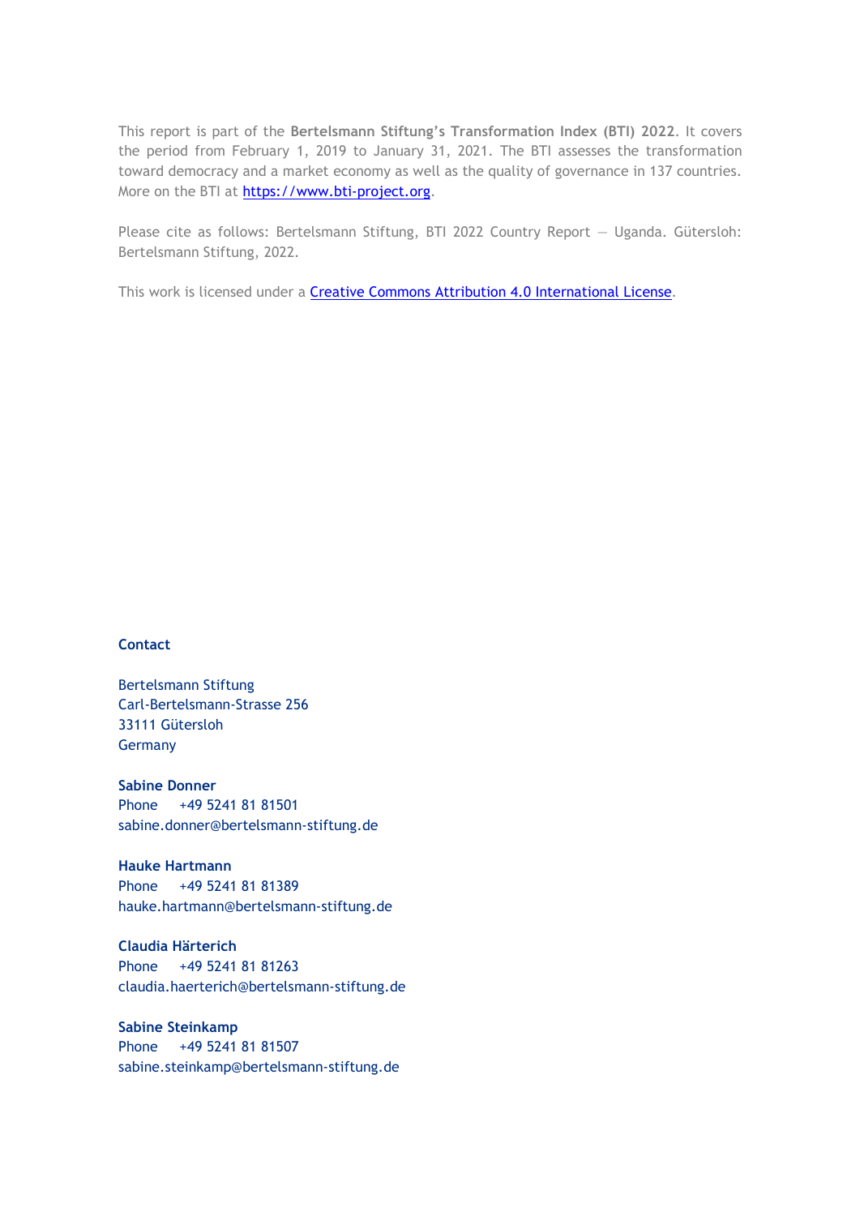This report is part of the **Bertelsmann Stiftung's Transformation Index (BTI) 2022**. It covers the period from February 1, 2019 to January 31, 2021. The BTI assesses the transformation toward democracy and a market economy as well as the quality of governance in 137 countries. More on the BTI at [https://www.bti-project.org](https://www.bti-project.org).

Please cite as follows: Bertelsmann Stiftung, BTI 2022 Country Report — Uganda. Gütersloh: Bertelsmann Stiftung, 2022.

This work is licensed under a [Creative Commons Attribution 4.0 International License](https://creativecommons.org/licenses/by/4.0/).

**Contact**

Bertelsmann Stiftung
Carl-Bertelsmann-Strasse 256
33111 Gütersloh
Germany

**Sabine Donner**
Phone +49 5241 81 81501
sabine.donner@bertelsmann-stiftung.de

**Hauke Hartmann**
Phone +49 5241 81 81389
hauke.hartmann@bertelsmann-stiftung.de

**Claudia Härterich**
Phone +49 5241 81 81263
claudia.haerterich@bertelsmann-stiftung.de

**Sabine Steinkamp**
Phone +49 5241 81 81507
sabine.steinkamp@bertelsmann-stiftung.de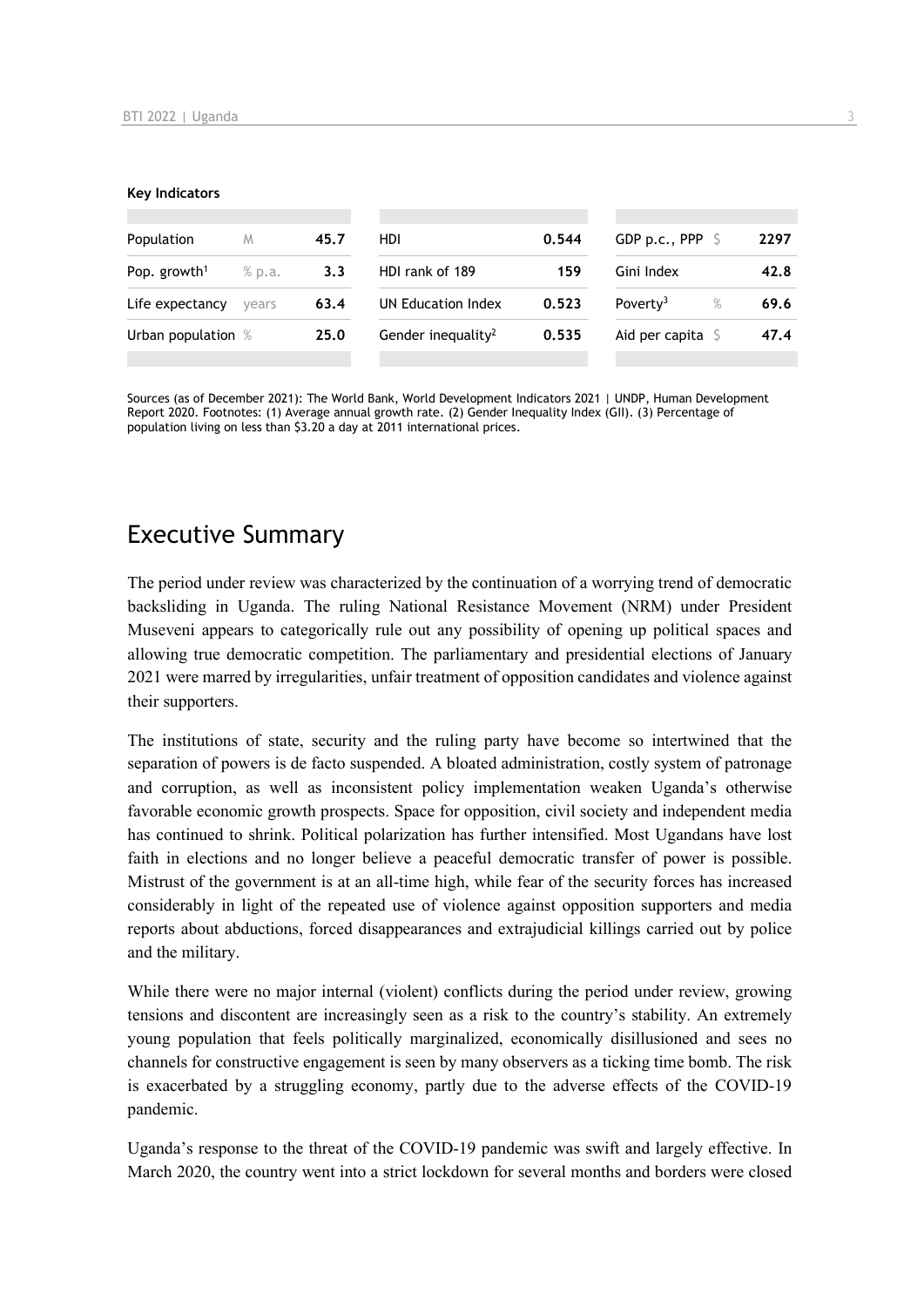**Key Indicators**

| Population | M | 45.7 | HDI | 0.544 | GDP p.c., PPP | $ | 2297 |
|---|---|---|---|---|---|---|---|
| Pop. growth[1] | % p.a. | 3.3 | HDI rank of 189 | 159 | Gini Index | | 42.8 |
| Life expectancy | years | 63.4 | UN Education Index | 0.523 | Poverty[3] | % | 69.6 |
| Urban population | % | 25.0 | Gender inequality[2] | 0.535 | Aid per capita | $ | 47.4 |

Sources (as of December 2021): The World Bank, World Development Indicators 2021 | UNDP, Human Development Report 2020. Footnotes: (1) Average annual growth rate. (2) Gender Inequality Index (GII). (3) Percentage of population living on less than $3.20 a day at 2011 international prices.

## Executive Summary

The period under review was characterized by the continuation of a worrying trend of democratic backsliding in Uganda. The ruling National Resistance Movement (NRM) under President Museveni appears to categorically rule out any possibility of opening up political spaces and allowing true democratic competition. The parliamentary and presidential elections of January 2021 were marred by irregularities, unfair treatment of opposition candidates and violence against their supporters.

The institutions of state, security and the ruling party have become so intertwined that the separation of powers is de facto suspended. A bloated administration, costly system of patronage and corruption, as well as inconsistent policy implementation weaken Uganda's otherwise favorable economic growth prospects. Space for opposition, civil society and independent media has continued to shrink. Political polarization has further intensified. Most Ugandans have lost faith in elections and no longer believe a peaceful democratic transfer of power is possible. Mistrust of the government is at an all-time high, while fear of the security forces has increased considerably in light of the repeated use of violence against opposition supporters and media reports about abductions, forced disappearances and extrajudicial killings carried out by police and the military.

While there were no major internal (violent) conflicts during the period under review, growing tensions and discontent are increasingly seen as a risk to the country's stability. An extremely young population that feels politically marginalized, economically disillusioned and sees no channels for constructive engagement is seen by many observers as a ticking time bomb. The risk is exacerbated by a struggling economy, partly due to the adverse effects of the COVID-19 pandemic.

Uganda's response to the threat of the COVID-19 pandemic was swift and largely effective. In March 2020, the country went into a strict lockdown for several months and borders were closed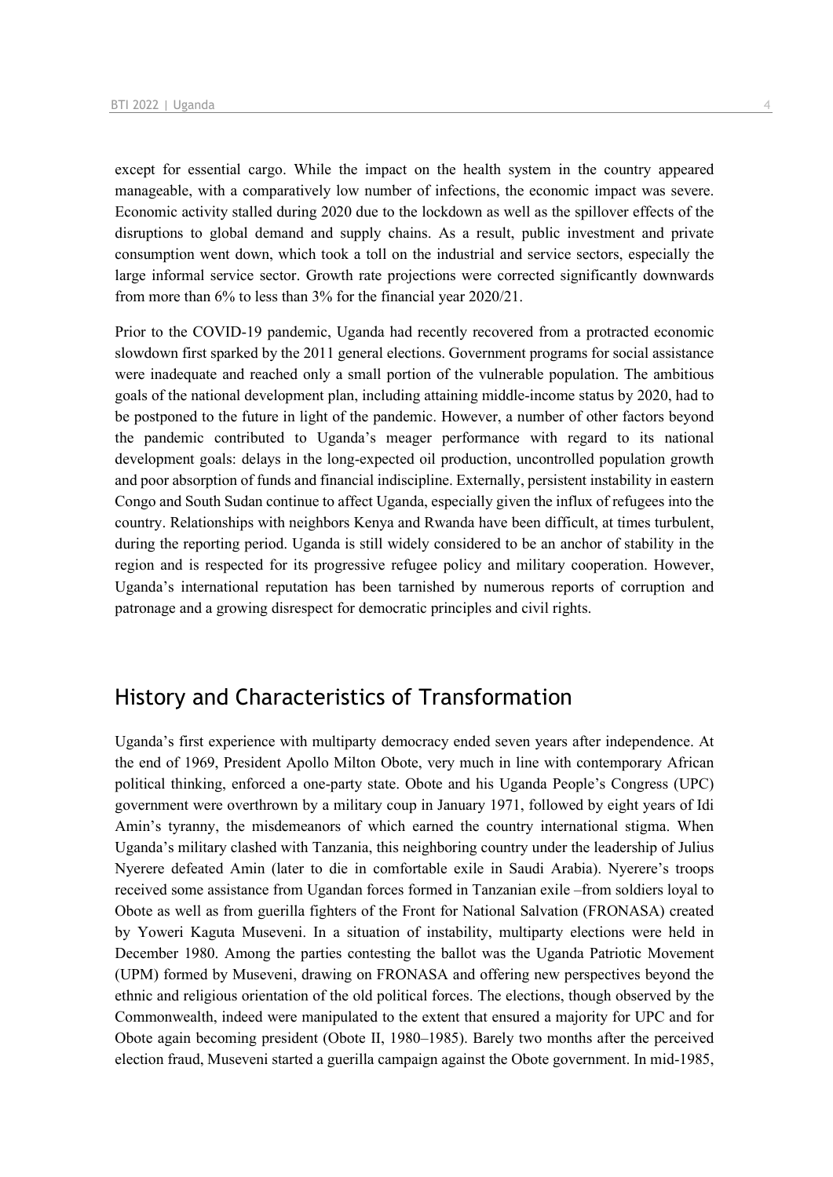except for essential cargo. While the impact on the health system in the country appeared manageable, with a comparatively low number of infections, the economic impact was severe. Economic activity stalled during 2020 due to the lockdown as well as the spillover effects of the disruptions to global demand and supply chains. As a result, public investment and private consumption went down, which took a toll on the industrial and service sectors, especially the large informal service sector. Growth rate projections were corrected significantly downwards from more than 6% to less than 3% for the financial year 2020/21.

Prior to the COVID-19 pandemic, Uganda had recently recovered from a protracted economic slowdown first sparked by the 2011 general elections. Government programs for social assistance were inadequate and reached only a small portion of the vulnerable population. The ambitious goals of the national development plan, including attaining middle-income status by 2020, had to be postponed to the future in light of the pandemic. However, a number of other factors beyond the pandemic contributed to Uganda's meager performance with regard to its national development goals: delays in the long-expected oil production, uncontrolled population growth and poor absorption of funds and financial indiscipline. Externally, persistent instability in eastern Congo and South Sudan continue to affect Uganda, especially given the influx of refugees into the country. Relationships with neighbors Kenya and Rwanda have been difficult, at times turbulent, during the reporting period. Uganda is still widely considered to be an anchor of stability in the region and is respected for its progressive refugee policy and military cooperation. However, Uganda's international reputation has been tarnished by numerous reports of corruption and patronage and a growing disrespect for democratic principles and civil rights.

## History and Characteristics of Transformation

Uganda's first experience with multiparty democracy ended seven years after independence. At the end of 1969, President Apollo Milton Obote, very much in line with contemporary African political thinking, enforced a one-party state. Obote and his Uganda People's Congress (UPC) government were overthrown by a military coup in January 1971, followed by eight years of Idi Amin's tyranny, the misdemeanors of which earned the country international stigma. When Uganda's military clashed with Tanzania, this neighboring country under the leadership of Julius Nyerere defeated Amin (later to die in comfortable exile in Saudi Arabia). Nyerere's troops received some assistance from Ugandan forces formed in Tanzanian exile –from soldiers loyal to Obote as well as from guerilla fighters of the Front for National Salvation (FRONASA) created by Yoweri Kaguta Museveni. In a situation of instability, multiparty elections were held in December 1980. Among the parties contesting the ballot was the Uganda Patriotic Movement (UPM) formed by Museveni, drawing on FRONASA and offering new perspectives beyond the ethnic and religious orientation of the old political forces. The elections, though observed by the Commonwealth, indeed were manipulated to the extent that ensured a majority for UPC and for Obote again becoming president (Obote II, 1980–1985). Barely two months after the perceived election fraud, Museveni started a guerilla campaign against the Obote government. In mid-1985,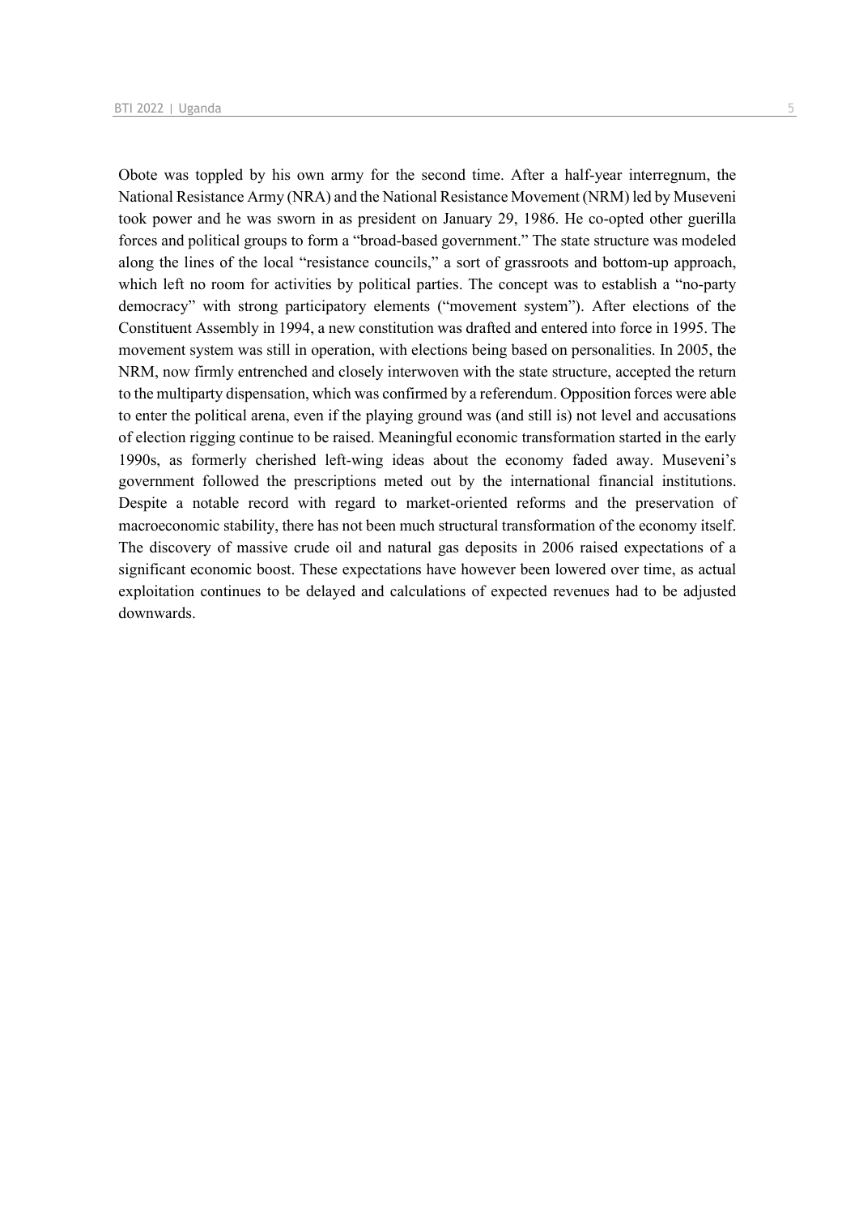Obote was toppled by his own army for the second time. After a half-year interregnum, the National Resistance Army (NRA) and the National Resistance Movement (NRM) led by Museveni took power and he was sworn in as president on January 29, 1986. He co-opted other guerilla forces and political groups to form a "broad-based government." The state structure was modeled along the lines of the local "resistance councils," a sort of grassroots and bottom-up approach, which left no room for activities by political parties. The concept was to establish a "no-party democracy" with strong participatory elements ("movement system"). After elections of the Constituent Assembly in 1994, a new constitution was drafted and entered into force in 1995. The movement system was still in operation, with elections being based on personalities. In 2005, the NRM, now firmly entrenched and closely interwoven with the state structure, accepted the return to the multiparty dispensation, which was confirmed by a referendum. Opposition forces were able to enter the political arena, even if the playing ground was (and still is) not level and accusations of election rigging continue to be raised. Meaningful economic transformation started in the early 1990s, as formerly cherished left-wing ideas about the economy faded away. Museveni's government followed the prescriptions meted out by the international financial institutions. Despite a notable record with regard to market-oriented reforms and the preservation of macroeconomic stability, there has not been much structural transformation of the economy itself. The discovery of massive crude oil and natural gas deposits in 2006 raised expectations of a significant economic boost. These expectations have however been lowered over time, as actual exploitation continues to be delayed and calculations of expected revenues had to be adjusted downwards.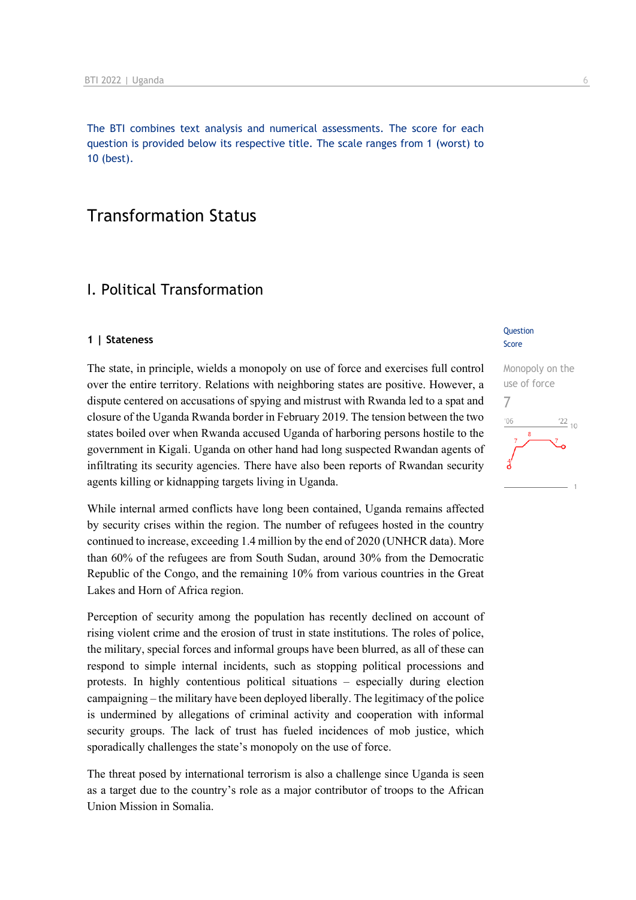The BTI combines text analysis and numerical assessments. The score for each question is provided below its respective title. The scale ranges from 1 (worst) to 10 (best).

# Transformation Status

## I. Political Transformation

### 1 | Stateness

Question Score

Monopoly on the use of force

7

The state, in principle, wields a monopoly on use of force and exercises full control over the entire territory. Relations with neighboring states are positive. However, a dispute centered on accusations of spying and mistrust with Rwanda led to a spat and closure of the Uganda Rwanda border in February 2019. The tension between the two states boiled over when Rwanda accused Uganda of harboring persons hostile to the government in Kigali. Uganda on other hand had long suspected Rwandan agents of infiltrating its security agencies. There have also been reports of Rwandan security agents killing or kidnapping targets living in Uganda.

While internal armed conflicts have long been contained, Uganda remains affected by security crises within the region. The number of refugees hosted in the country continued to increase, exceeding 1.4 million by the end of 2020 (UNHCR data). More than 60% of the refugees are from South Sudan, around 30% from the Democratic Republic of the Congo, and the remaining 10% from various countries in the Great Lakes and Horn of Africa region.

Perception of security among the population has recently declined on account of rising violent crime and the erosion of trust in state institutions. The roles of police, the military, special forces and informal groups have been blurred, as all of these can respond to simple internal incidents, such as stopping political processions and protests. In highly contentious political situations – especially during election campaigning – the military have been deployed liberally. The legitimacy of the police is undermined by allegations of criminal activity and cooperation with informal security groups. The lack of trust has fueled incidences of mob justice, which sporadically challenges the state's monopoly on the use of force.

The threat posed by international terrorism is also a challenge since Uganda is seen as a target due to the country's role as a major contributor of troops to the African Union Mission in Somalia.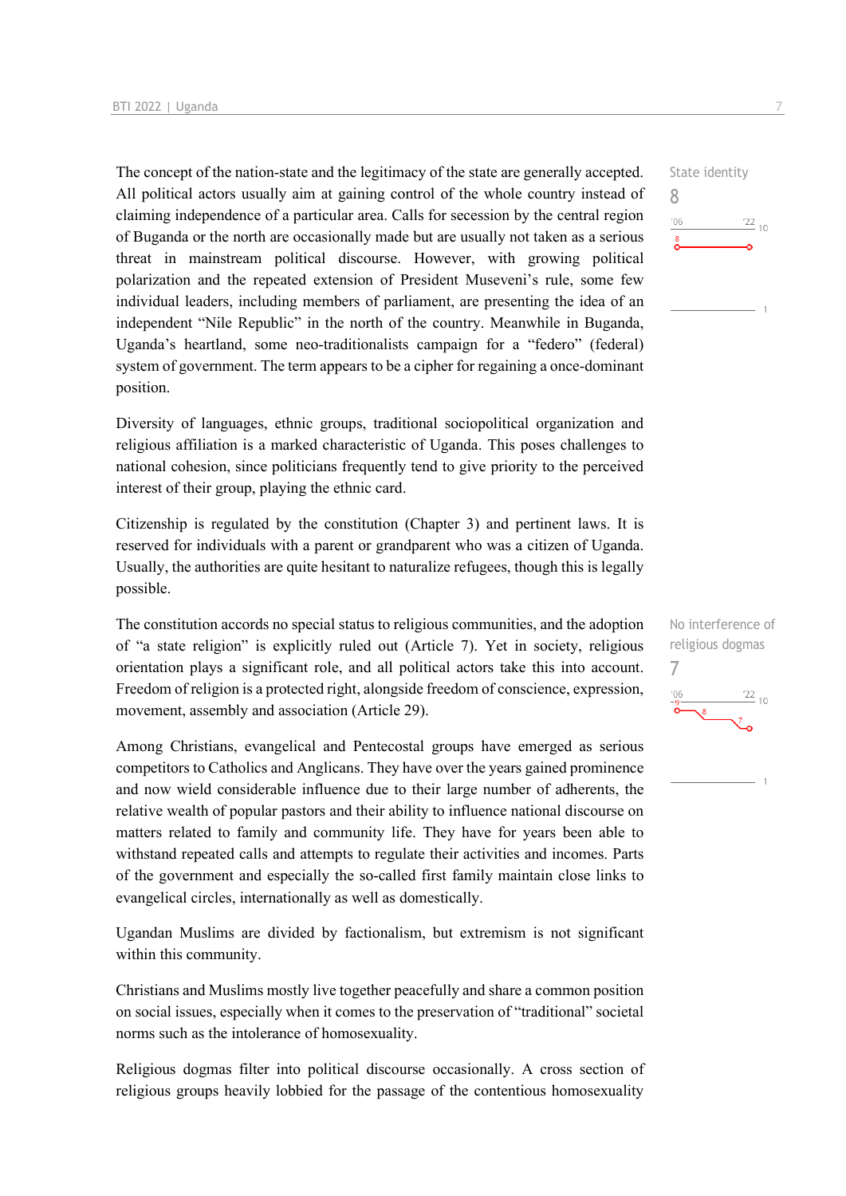The concept of the nation-state and the legitimacy of the state are generally accepted. All political actors usually aim at gaining control of the whole country instead of claiming independence of a particular area. Calls for secession by the central region of Buganda or the north are occasionally made but are usually not taken as a serious threat in mainstream political discourse. However, with growing political polarization and the repeated extension of President Museveni's rule, some few individual leaders, including members of parliament, are presenting the idea of an independent "Nile Republic" in the north of the country. Meanwhile in Buganda, Uganda's heartland, some neo-traditionalists campaign for a "federo" (federal) system of government. The term appears to be a cipher for regaining a once-dominant position.

State identity
8

Diversity of languages, ethnic groups, traditional sociopolitical organization and religious affiliation is a marked characteristic of Uganda. This poses challenges to national cohesion, since politicians frequently tend to give priority to the perceived interest of their group, playing the ethnic card.

Citizenship is regulated by the constitution (Chapter 3) and pertinent laws. It is reserved for individuals with a parent or grandparent who was a citizen of Uganda. Usually, the authorities are quite hesitant to naturalize refugees, though this is legally possible.

The constitution accords no special status to religious communities, and the adoption of "a state religion" is explicitly ruled out (Article 7). Yet in society, religious orientation plays a significant role, and all political actors take this into account. Freedom of religion is a protected right, alongside freedom of conscience, expression, movement, assembly and association (Article 29).

No interference of religious dogmas
7

Among Christians, evangelical and Pentecostal groups have emerged as serious competitors to Catholics and Anglicans. They have over the years gained prominence and now wield considerable influence due to their large number of adherents, the relative wealth of popular pastors and their ability to influence national discourse on matters related to family and community life. They have for years been able to withstand repeated calls and attempts to regulate their activities and incomes. Parts of the government and especially the so-called first family maintain close links to evangelical circles, internationally as well as domestically.

Ugandan Muslims are divided by factionalism, but extremism is not significant within this community.

Christians and Muslims mostly live together peacefully and share a common position on social issues, especially when it comes to the preservation of "traditional" societal norms such as the intolerance of homosexuality.

Religious dogmas filter into political discourse occasionally. A cross section of religious groups heavily lobbied for the passage of the contentious homosexuality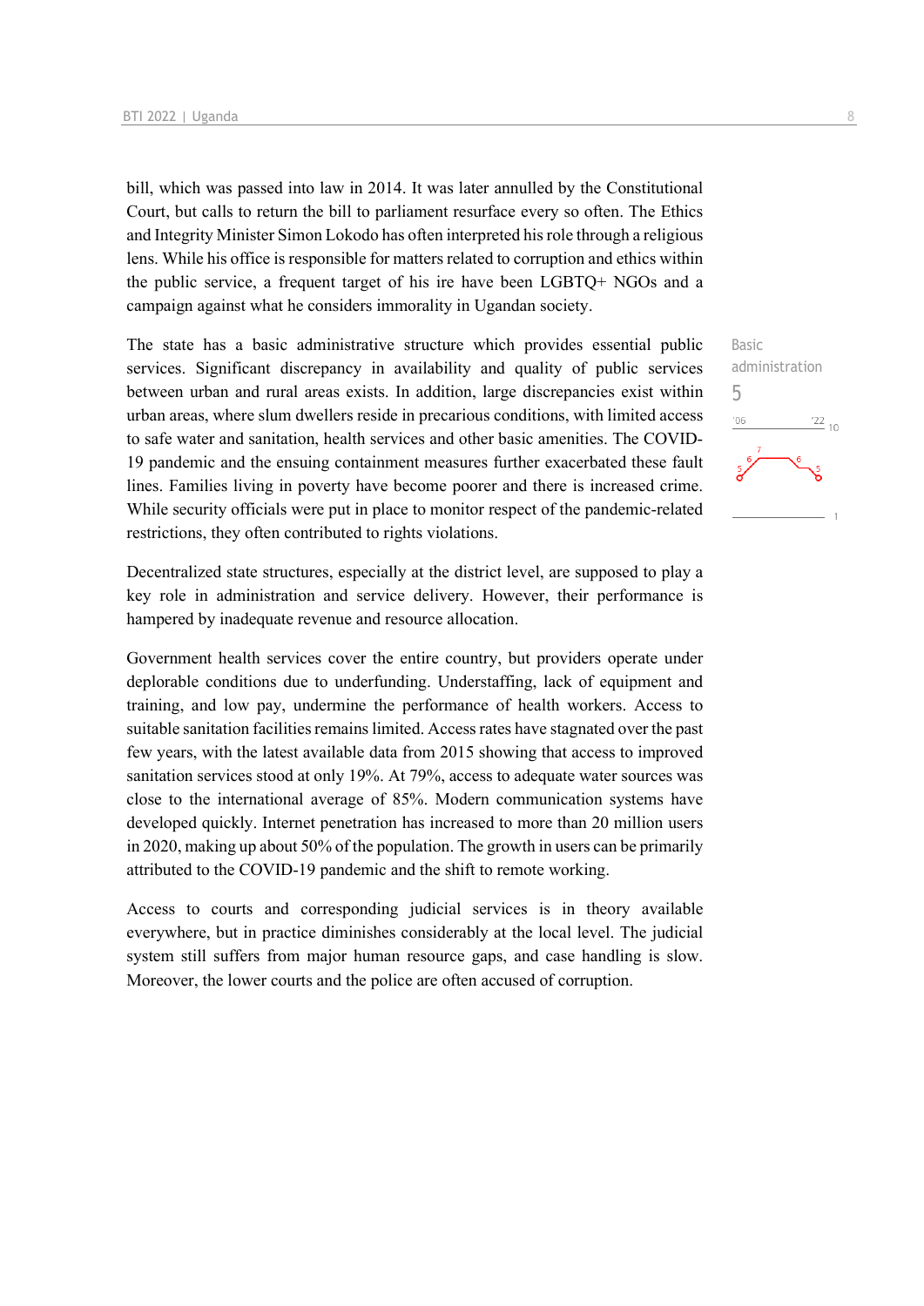bill, which was passed into law in 2014. It was later annulled by the Constitutional Court, but calls to return the bill to parliament resurface every so often. The Ethics and Integrity Minister Simon Lokodo has often interpreted his role through a religious lens. While his office is responsible for matters related to corruption and ethics within the public service, a frequent target of his ire have been LGBTQ+ NGOs and a campaign against what he considers immorality in Ugandan society.

Basic administration
5

The state has a basic administrative structure which provides essential public services. Significant discrepancy in availability and quality of public services between urban and rural areas exists. In addition, large discrepancies exist within urban areas, where slum dwellers reside in precarious conditions, with limited access to safe water and sanitation, health services and other basic amenities. The COVID-19 pandemic and the ensuing containment measures further exacerbated these fault lines. Families living in poverty have become poorer and there is increased crime. While security officials were put in place to monitor respect of the pandemic-related restrictions, they often contributed to rights violations.

Decentralized state structures, especially at the district level, are supposed to play a key role in administration and service delivery. However, their performance is hampered by inadequate revenue and resource allocation.

Government health services cover the entire country, but providers operate under deplorable conditions due to underfunding. Understaffing, lack of equipment and training, and low pay, undermine the performance of health workers. Access to suitable sanitation facilities remains limited. Access rates have stagnated over the past few years, with the latest available data from 2015 showing that access to improved sanitation services stood at only 19%. At 79%, access to adequate water sources was close to the international average of 85%. Modern communication systems have developed quickly. Internet penetration has increased to more than 20 million users in 2020, making up about 50% of the population. The growth in users can be primarily attributed to the COVID-19 pandemic and the shift to remote working.

Access to courts and corresponding judicial services is in theory available everywhere, but in practice diminishes considerably at the local level. The judicial system still suffers from major human resource gaps, and case handling is slow. Moreover, the lower courts and the police are often accused of corruption.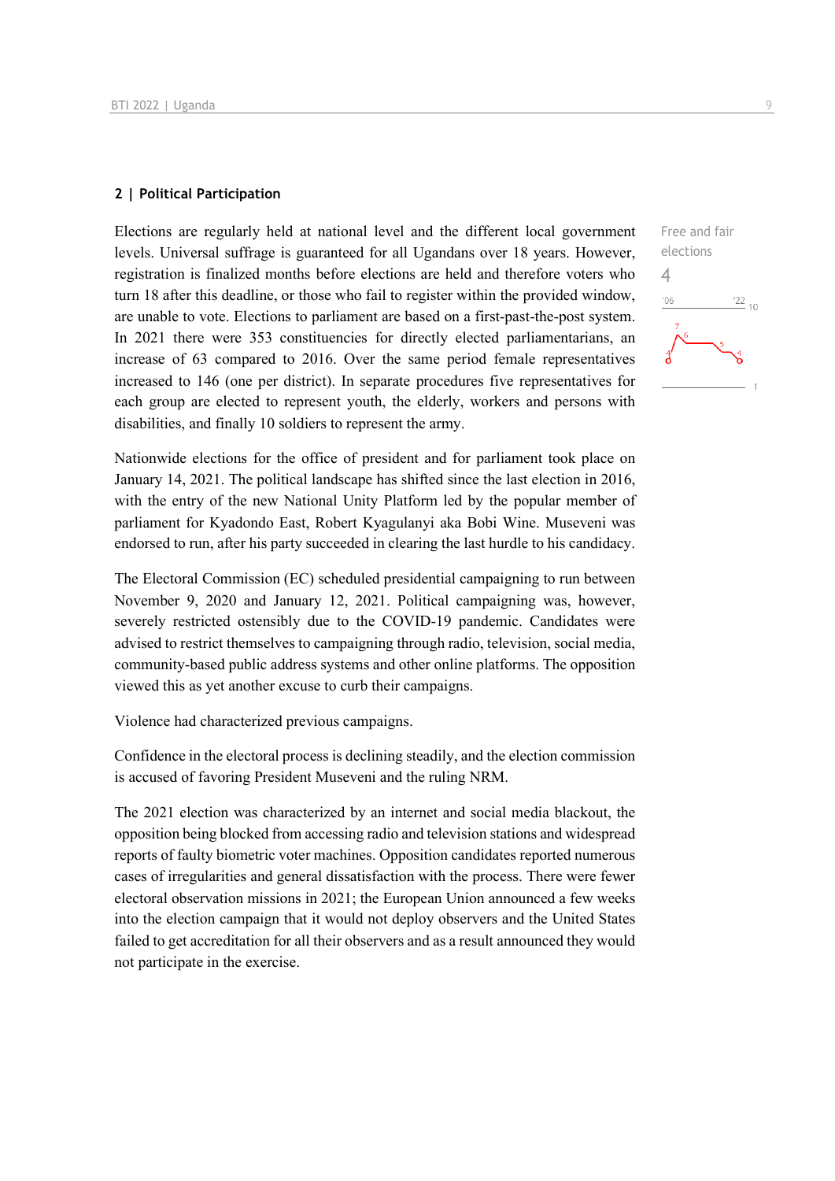## 2 | Political Participation

Elections are regularly held at national level and the different local government levels. Universal suffrage is guaranteed for all Ugandans over 18 years. However, registration is finalized months before elections are held and therefore voters who turn 18 after this deadline, or those who fail to register within the provided window, are unable to vote. Elections to parliament are based on a first-past-the-post system. In 2021 there were 353 constituencies for directly elected parliamentarians, an increase of 63 compared to 2016. Over the same period female representatives increased to 146 (one per district). In separate procedures five representatives for each group are elected to represent youth, the elderly, workers and persons with disabilities, and finally 10 soldiers to represent the army.

Free and fair elections
4

Nationwide elections for the office of president and for parliament took place on January 14, 2021. The political landscape has shifted since the last election in 2016, with the entry of the new National Unity Platform led by the popular member of parliament for Kyadondo East, Robert Kyagulanyi aka Bobi Wine. Museveni was endorsed to run, after his party succeeded in clearing the last hurdle to his candidacy.

The Electoral Commission (EC) scheduled presidential campaigning to run between November 9, 2020 and January 12, 2021. Political campaigning was, however, severely restricted ostensibly due to the COVID-19 pandemic. Candidates were advised to restrict themselves to campaigning through radio, television, social media, community-based public address systems and other online platforms. The opposition viewed this as yet another excuse to curb their campaigns.

Violence had characterized previous campaigns.

Confidence in the electoral process is declining steadily, and the election commission is accused of favoring President Museveni and the ruling NRM.

The 2021 election was characterized by an internet and social media blackout, the opposition being blocked from accessing radio and television stations and widespread reports of faulty biometric voter machines. Opposition candidates reported numerous cases of irregularities and general dissatisfaction with the process. There were fewer electoral observation missions in 2021; the European Union announced a few weeks into the election campaign that it would not deploy observers and the United States failed to get accreditation for all their observers and as a result announced they would not participate in the exercise.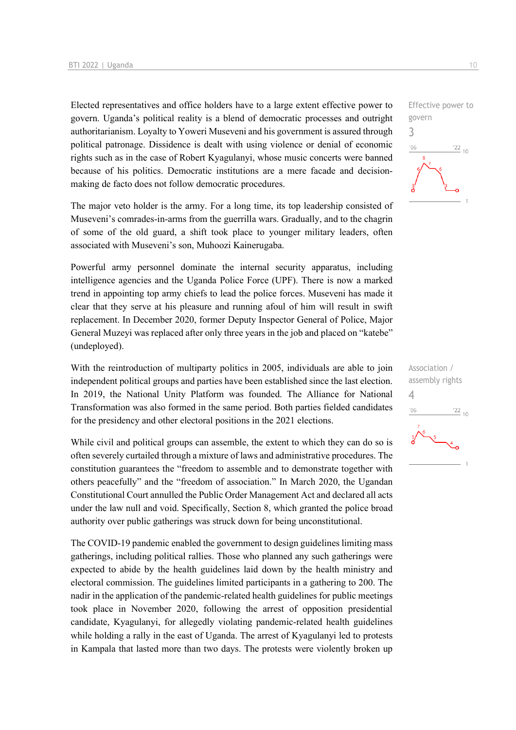Effective power to govern

3

Elected representatives and office holders have to a large extent effective power to govern. Uganda's political reality is a blend of democratic processes and outright authoritarianism. Loyalty to Yoweri Museveni and his government is assured through political patronage. Dissidence is dealt with using violence or denial of economic rights such as in the case of Robert Kyagulanyi, whose music concerts were banned because of his politics. Democratic institutions are a mere facade and decision-making de facto does not follow democratic procedures.

The major veto holder is the army. For a long time, its top leadership consisted of Museveni's comrades-in-arms from the guerrilla wars. Gradually, and to the chagrin of some of the old guard, a shift took place to younger military leaders, often associated with Museveni's son, Muhoozi Kainerugaba.

Powerful army personnel dominate the internal security apparatus, including intelligence agencies and the Uganda Police Force (UPF). There is now a marked trend in appointing top army chiefs to lead the police forces. Museveni has made it clear that they serve at his pleasure and running afoul of him will result in swift replacement. In December 2020, former Deputy Inspector General of Police, Major General Muzeyi was replaced after only three years in the job and placed on "katebe" (undeployed).

Association / assembly rights

4

With the reintroduction of multiparty politics in 2005, individuals are able to join independent political groups and parties have been established since the last election. In 2019, the National Unity Platform was founded. The Alliance for National Transformation was also formed in the same period. Both parties fielded candidates for the presidency and other electoral positions in the 2021 elections.

While civil and political groups can assemble, the extent to which they can do so is often severely curtailed through a mixture of laws and administrative procedures. The constitution guarantees the "freedom to assemble and to demonstrate together with others peacefully" and the "freedom of association." In March 2020, the Ugandan Constitutional Court annulled the Public Order Management Act and declared all acts under the law null and void. Specifically, Section 8, which granted the police broad authority over public gatherings was struck down for being unconstitutional.

The COVID-19 pandemic enabled the government to design guidelines limiting mass gatherings, including political rallies. Those who planned any such gatherings were expected to abide by the health guidelines laid down by the health ministry and electoral commission. The guidelines limited participants in a gathering to 200. The nadir in the application of the pandemic-related health guidelines for public meetings took place in November 2020, following the arrest of opposition presidential candidate, Kyagulanyi, for allegedly violating pandemic-related health guidelines while holding a rally in the east of Uganda. The arrest of Kyagulanyi led to protests in Kampala that lasted more than two days. The protests were violently broken up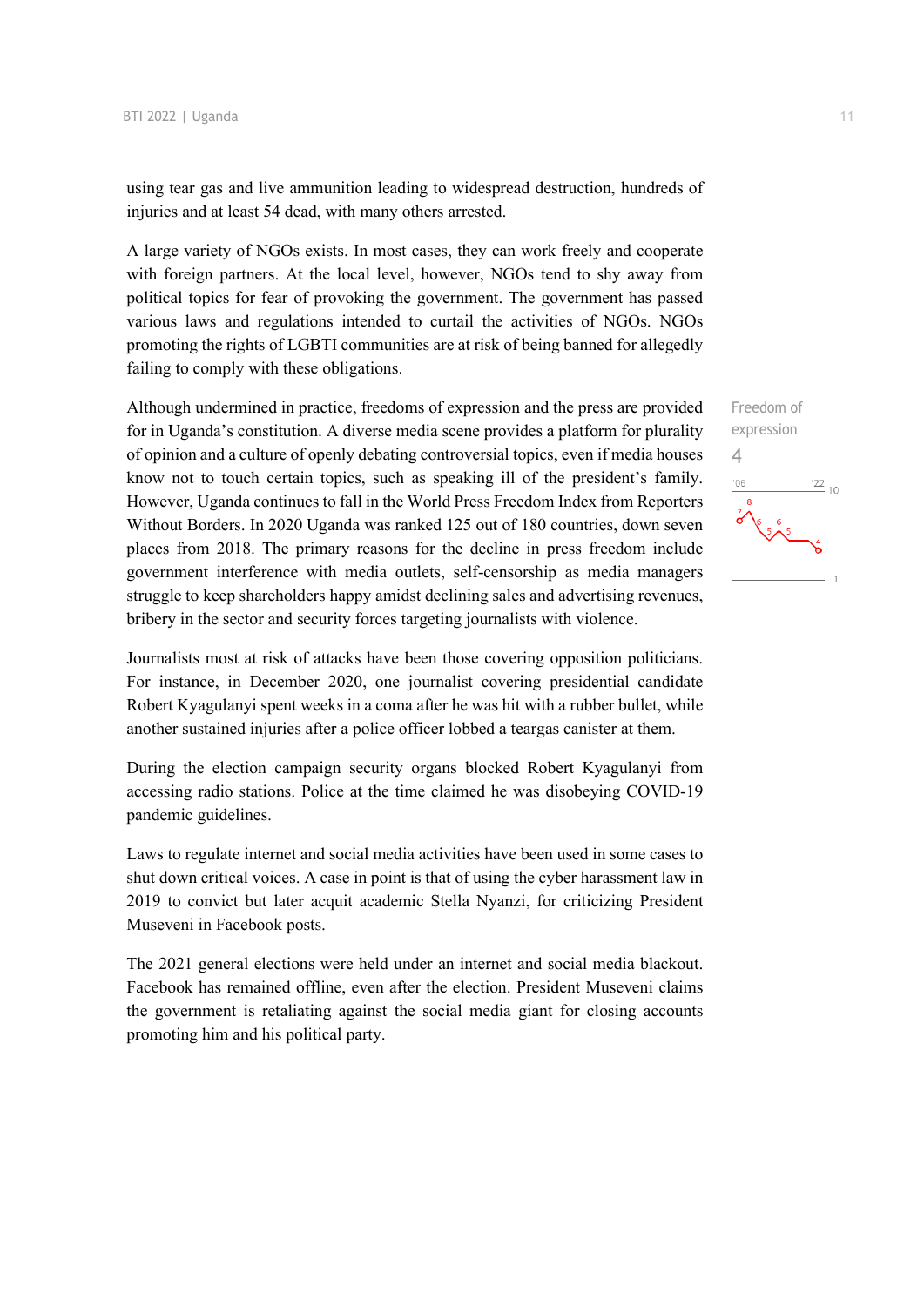using tear gas and live ammunition leading to widespread destruction, hundreds of injuries and at least 54 dead, with many others arrested.

A large variety of NGOs exists. In most cases, they can work freely and cooperate with foreign partners. At the local level, however, NGOs tend to shy away from political topics for fear of provoking the government. The government has passed various laws and regulations intended to curtail the activities of NGOs. NGOs promoting the rights of LGBTI communities are at risk of being banned for allegedly failing to comply with these obligations.

Freedom of expression
4

Although undermined in practice, freedoms of expression and the press are provided for in Uganda's constitution. A diverse media scene provides a platform for plurality of opinion and a culture of openly debating controversial topics, even if media houses know not to touch certain topics, such as speaking ill of the president's family. However, Uganda continues to fall in the World Press Freedom Index from Reporters Without Borders. In 2020 Uganda was ranked 125 out of 180 countries, down seven places from 2018. The primary reasons for the decline in press freedom include government interference with media outlets, self-censorship as media managers struggle to keep shareholders happy amidst declining sales and advertising revenues, bribery in the sector and security forces targeting journalists with violence.

Journalists most at risk of attacks have been those covering opposition politicians. For instance, in December 2020, one journalist covering presidential candidate Robert Kyagulanyi spent weeks in a coma after he was hit with a rubber bullet, while another sustained injuries after a police officer lobbed a teargas canister at them.

During the election campaign security organs blocked Robert Kyagulanyi from accessing radio stations. Police at the time claimed he was disobeying COVID-19 pandemic guidelines.

Laws to regulate internet and social media activities have been used in some cases to shut down critical voices. A case in point is that of using the cyber harassment law in 2019 to convict but later acquit academic Stella Nyanzi, for criticizing President Museveni in Facebook posts.

The 2021 general elections were held under an internet and social media blackout. Facebook has remained offline, even after the election. President Museveni claims the government is retaliating against the social media giant for closing accounts promoting him and his political party.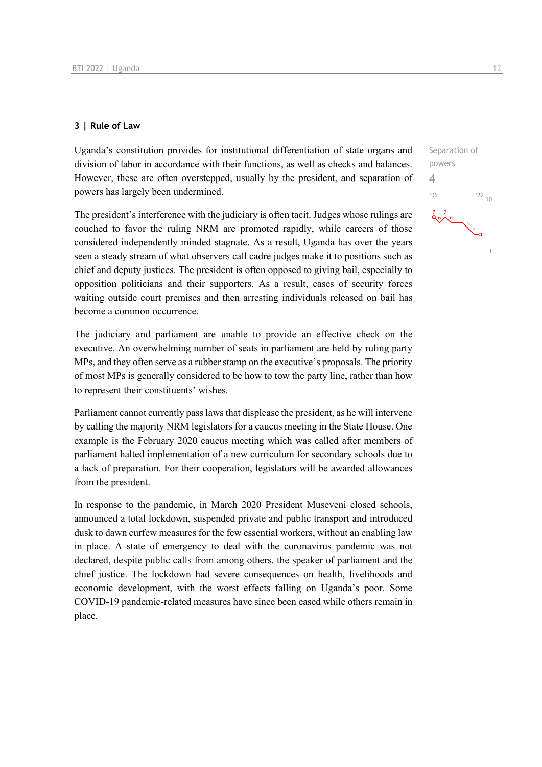### 3 | Rule of Law

Uganda's constitution provides for institutional differentiation of state organs and division of labor in accordance with their functions, as well as checks and balances. However, these are often overstepped, usually by the president, and separation of powers has largely been undermined.

Separation of powers
4

The president's interference with the judiciary is often tacit. Judges whose rulings are couched to favor the ruling NRM are promoted rapidly, while careers of those considered independently minded stagnate. As a result, Uganda has over the years seen a steady stream of what observers call cadre judges make it to positions such as chief and deputy justices. The president is often opposed to giving bail, especially to opposition politicians and their supporters. As a result, cases of security forces waiting outside court premises and then arresting individuals released on bail has become a common occurrence.

The judiciary and parliament are unable to provide an effective check on the executive. An overwhelming number of seats in parliament are held by ruling party MPs, and they often serve as a rubber stamp on the executive's proposals. The priority of most MPs is generally considered to be how to tow the party line, rather than how to represent their constituents' wishes.

Parliament cannot currently pass laws that displease the president, as he will intervene by calling the majority NRM legislators for a caucus meeting in the State House. One example is the February 2020 caucus meeting which was called after members of parliament halted implementation of a new curriculum for secondary schools due to a lack of preparation. For their cooperation, legislators will be awarded allowances from the president.

In response to the pandemic, in March 2020 President Museveni closed schools, announced a total lockdown, suspended private and public transport and introduced dusk to dawn curfew measures for the few essential workers, without an enabling law in place. A state of emergency to deal with the coronavirus pandemic was not declared, despite public calls from among others, the speaker of parliament and the chief justice. The lockdown had severe consequences on health, livelihoods and economic development, with the worst effects falling on Uganda's poor. Some COVID-19 pandemic-related measures have since been eased while others remain in place.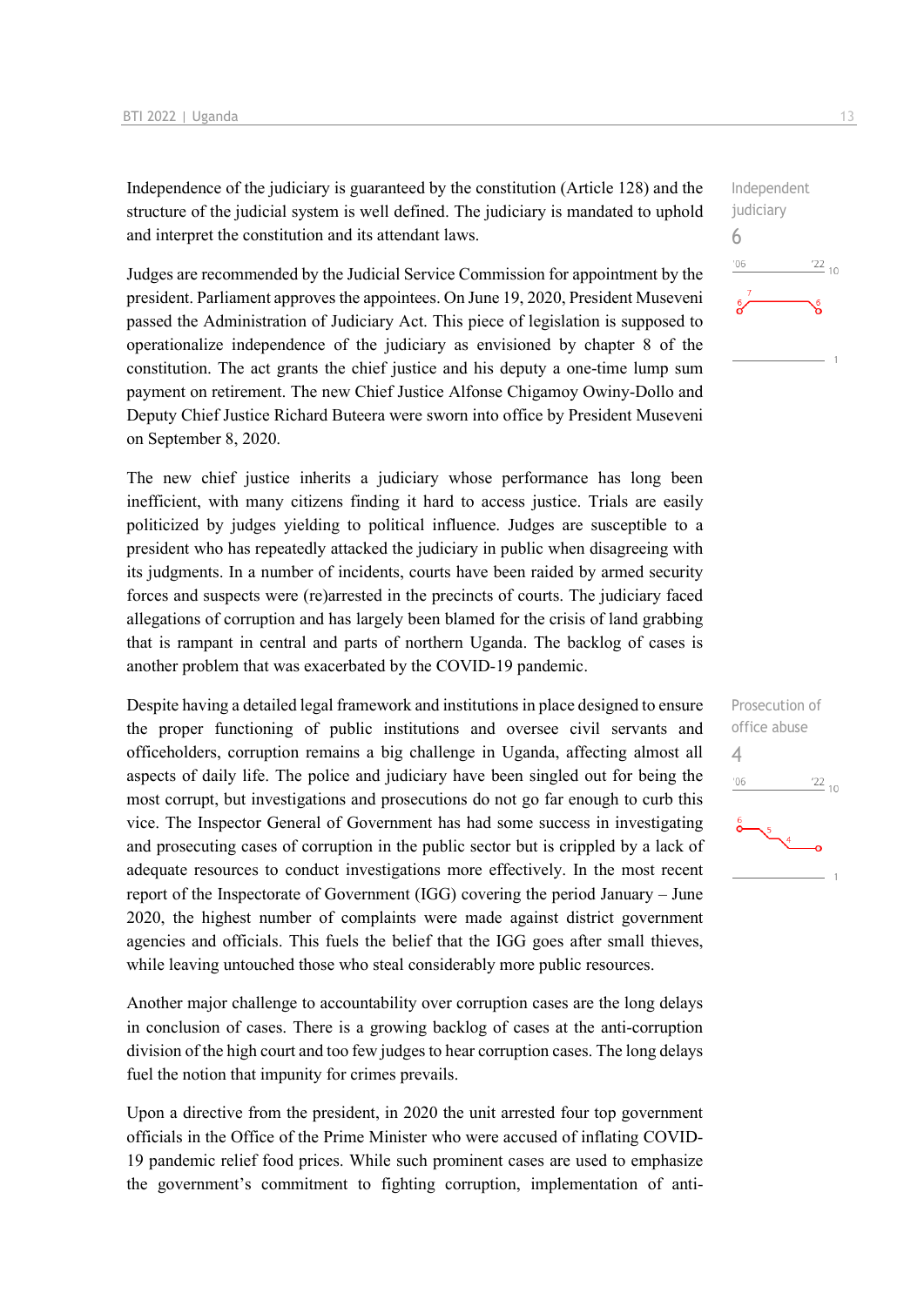Independence of the judiciary is guaranteed by the constitution (Article 128) and the structure of the judicial system is well defined. The judiciary is mandated to uphold and interpret the constitution and its attendant laws.

Independent judiciary
6

Judges are recommended by the Judicial Service Commission for appointment by the president. Parliament approves the appointees. On June 19, 2020, President Museveni passed the Administration of Judiciary Act. This piece of legislation is supposed to operationalize independence of the judiciary as envisioned by chapter 8 of the constitution. The act grants the chief justice and his deputy a one-time lump sum payment on retirement. The new Chief Justice Alfonse Chigamoy Owiny-Dollo and Deputy Chief Justice Richard Buteera were sworn into office by President Museveni on September 8, 2020.

The new chief justice inherits a judiciary whose performance has long been inefficient, with many citizens finding it hard to access justice. Trials are easily politicized by judges yielding to political influence. Judges are susceptible to a president who has repeatedly attacked the judiciary in public when disagreeing with its judgments. In a number of incidents, courts have been raided by armed security forces and suspects were (re)arrested in the precincts of courts. The judiciary faced allegations of corruption and has largely been blamed for the crisis of land grabbing that is rampant in central and parts of northern Uganda. The backlog of cases is another problem that was exacerbated by the COVID-19 pandemic.

Prosecution of office abuse
4

Despite having a detailed legal framework and institutions in place designed to ensure the proper functioning of public institutions and oversee civil servants and officeholders, corruption remains a big challenge in Uganda, affecting almost all aspects of daily life. The police and judiciary have been singled out for being the most corrupt, but investigations and prosecutions do not go far enough to curb this vice. The Inspector General of Government has had some success in investigating and prosecuting cases of corruption in the public sector but is crippled by a lack of adequate resources to conduct investigations more effectively. In the most recent report of the Inspectorate of Government (IGG) covering the period January – June 2020, the highest number of complaints were made against district government agencies and officials. This fuels the belief that the IGG goes after small thieves, while leaving untouched those who steal considerably more public resources.

Another major challenge to accountability over corruption cases are the long delays in conclusion of cases. There is a growing backlog of cases at the anti-corruption division of the high court and too few judges to hear corruption cases. The long delays fuel the notion that impunity for crimes prevails.

Upon a directive from the president, in 2020 the unit arrested four top government officials in the Office of the Prime Minister who were accused of inflating COVID-19 pandemic relief food prices. While such prominent cases are used to emphasize the government's commitment to fighting corruption, implementation of anti-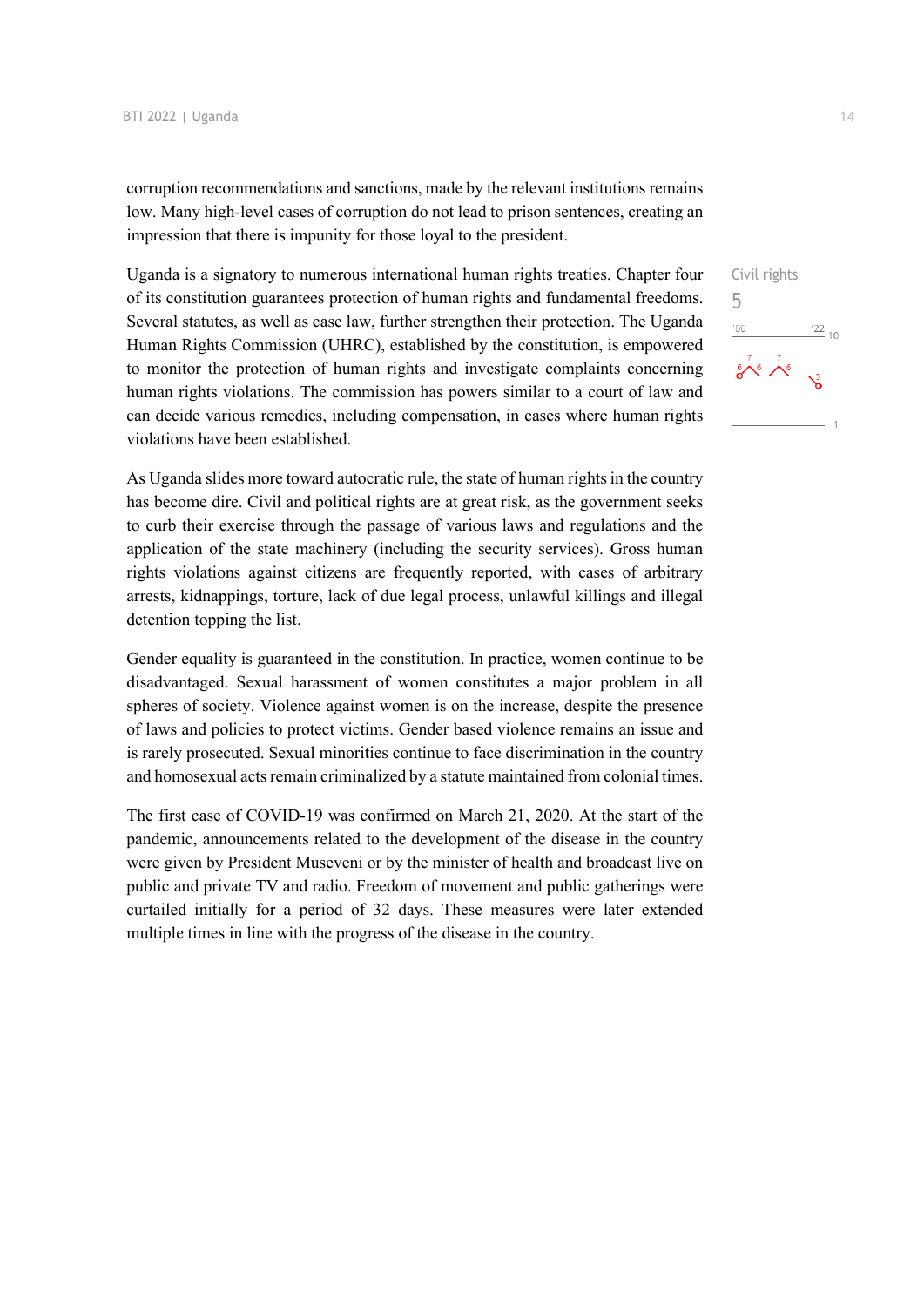corruption recommendations and sanctions, made by the relevant institutions remains low. Many high-level cases of corruption do not lead to prison sentences, creating an impression that there is impunity for those loyal to the president.

Civil rights
5

Uganda is a signatory to numerous international human rights treaties. Chapter four of its constitution guarantees protection of human rights and fundamental freedoms. Several statutes, as well as case law, further strengthen their protection. The Uganda Human Rights Commission (UHRC), established by the constitution, is empowered to monitor the protection of human rights and investigate complaints concerning human rights violations. The commission has powers similar to a court of law and can decide various remedies, including compensation, in cases where human rights violations have been established.

As Uganda slides more toward autocratic rule, the state of human rights in the country has become dire. Civil and political rights are at great risk, as the government seeks to curb their exercise through the passage of various laws and regulations and the application of the state machinery (including the security services). Gross human rights violations against citizens are frequently reported, with cases of arbitrary arrests, kidnappings, torture, lack of due legal process, unlawful killings and illegal detention topping the list.

Gender equality is guaranteed in the constitution. In practice, women continue to be disadvantaged. Sexual harassment of women constitutes a major problem in all spheres of society. Violence against women is on the increase, despite the presence of laws and policies to protect victims. Gender based violence remains an issue and is rarely prosecuted. Sexual minorities continue to face discrimination in the country and homosexual acts remain criminalized by a statute maintained from colonial times.

The first case of COVID-19 was confirmed on March 21, 2020. At the start of the pandemic, announcements related to the development of the disease in the country were given by President Museveni or by the minister of health and broadcast live on public and private TV and radio. Freedom of movement and public gatherings were curtailed initially for a period of 32 days. These measures were later extended multiple times in line with the progress of the disease in the country.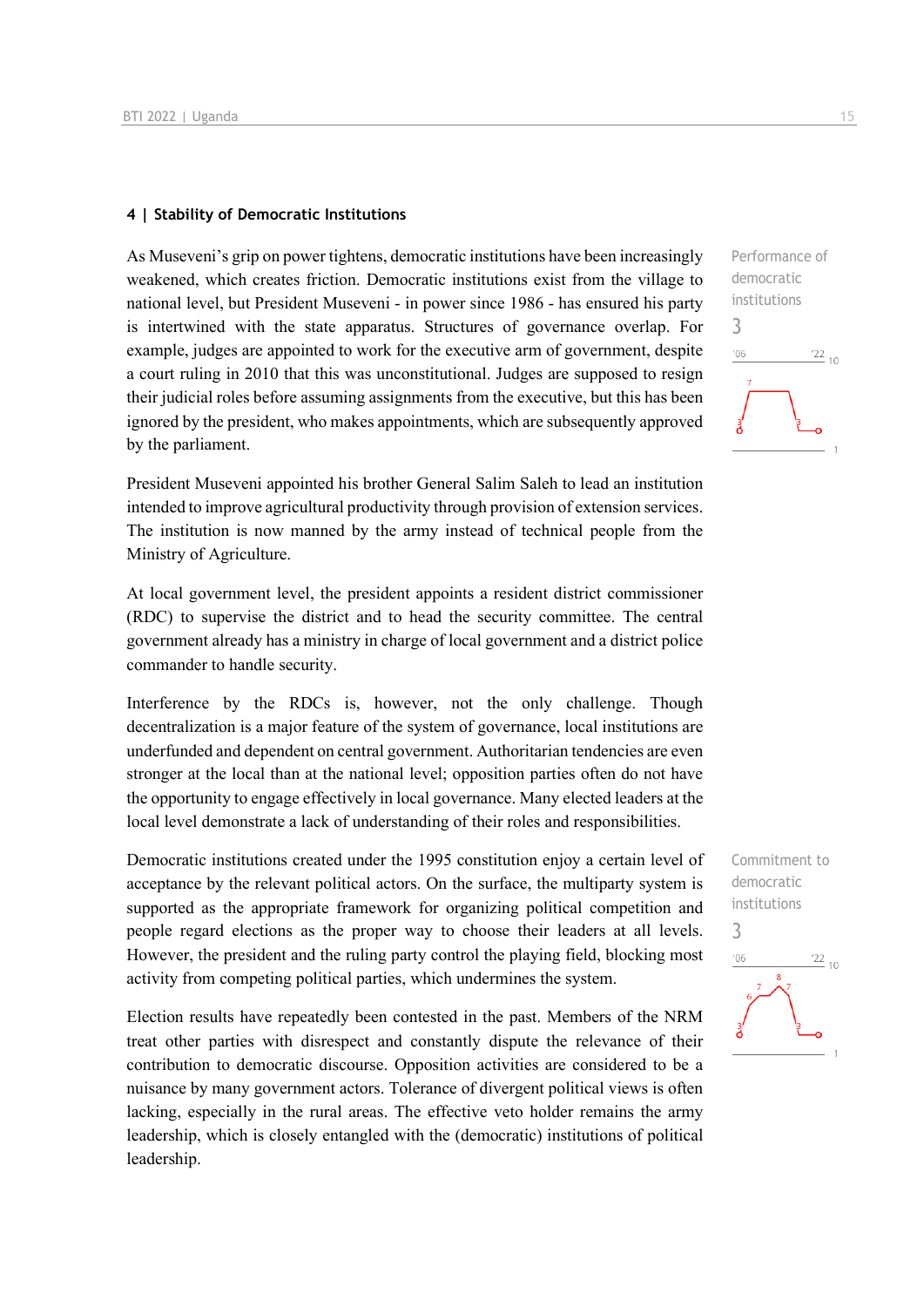## 4 | Stability of Democratic Institutions

As Museveni's grip on power tightens, democratic institutions have been increasingly weakened, which creates friction. Democratic institutions exist from the village to national level, but President Museveni - in power since 1986 - has ensured his party is intertwined with the state apparatus. Structures of governance overlap. For example, judges are appointed to work for the executive arm of government, despite a court ruling in 2010 that this was unconstitutional. Judges are supposed to resign their judicial roles before assuming assignments from the executive, but this has been ignored by the president, who makes appointments, which are subsequently approved by the parliament.

Performance of democratic institutions
3

President Museveni appointed his brother General Salim Saleh to lead an institution intended to improve agricultural productivity through provision of extension services. The institution is now manned by the army instead of technical people from the Ministry of Agriculture.

At local government level, the president appoints a resident district commissioner (RDC) to supervise the district and to head the security committee. The central government already has a ministry in charge of local government and a district police commander to handle security.

Interference by the RDCs is, however, not the only challenge. Though decentralization is a major feature of the system of governance, local institutions are underfunded and dependent on central government. Authoritarian tendencies are even stronger at the local than at the national level; opposition parties often do not have the opportunity to engage effectively in local governance. Many elected leaders at the local level demonstrate a lack of understanding of their roles and responsibilities.

Democratic institutions created under the 1995 constitution enjoy a certain level of acceptance by the relevant political actors. On the surface, the multiparty system is supported as the appropriate framework for organizing political competition and people regard elections as the proper way to choose their leaders at all levels. However, the president and the ruling party control the playing field, blocking most activity from competing political parties, which undermines the system.

Commitment to democratic institutions
3

Election results have repeatedly been contested in the past. Members of the NRM treat other parties with disrespect and constantly dispute the relevance of their contribution to democratic discourse. Opposition activities are considered to be a nuisance by many government actors. Tolerance of divergent political views is often lacking, especially in the rural areas. The effective veto holder remains the army leadership, which is closely entangled with the (democratic) institutions of political leadership.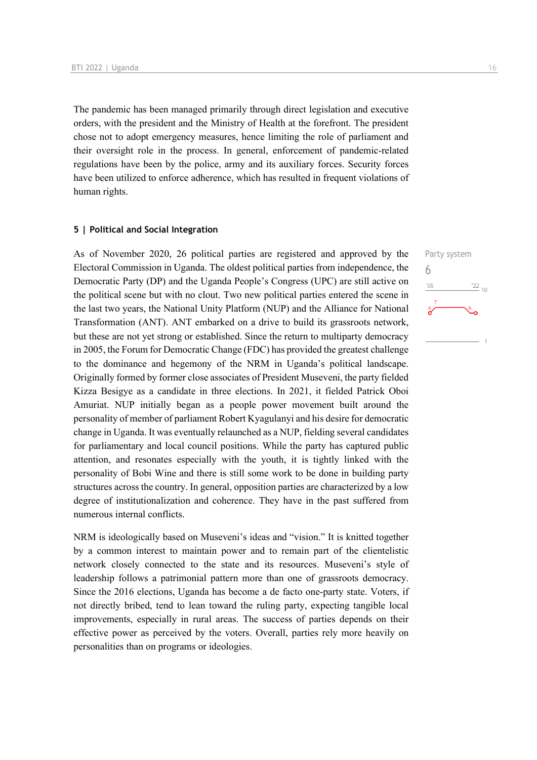The pandemic has been managed primarily through direct legislation and executive orders, with the president and the Ministry of Health at the forefront. The president chose not to adopt emergency measures, hence limiting the role of parliament and their oversight role in the process. In general, enforcement of pandemic-related regulations have been by the police, army and its auxiliary forces. Security forces have been utilized to enforce adherence, which has resulted in frequent violations of human rights.

## 5 | Political and Social Integration

Party system

6

As of November 2020, 26 political parties are registered and approved by the Electoral Commission in Uganda. The oldest political parties from independence, the Democratic Party (DP) and the Uganda People's Congress (UPC) are still active on the political scene but with no clout. Two new political parties entered the scene in the last two years, the National Unity Platform (NUP) and the Alliance for National Transformation (ANT). ANT embarked on a drive to build its grassroots network, but these are not yet strong or established. Since the return to multiparty democracy in 2005, the Forum for Democratic Change (FDC) has provided the greatest challenge to the dominance and hegemony of the NRM in Uganda's political landscape. Originally formed by former close associates of President Museveni, the party fielded Kizza Besigye as a candidate in three elections. In 2021, it fielded Patrick Oboi Amuriat. NUP initially began as a people power movement built around the personality of member of parliament Robert Kyagulanyi and his desire for democratic change in Uganda. It was eventually relaunched as a NUP, fielding several candidates for parliamentary and local council positions. While the party has captured public attention, and resonates especially with the youth, it is tightly linked with the personality of Bobi Wine and there is still some work to be done in building party structures across the country. In general, opposition parties are characterized by a low degree of institutionalization and coherence. They have in the past suffered from numerous internal conflicts.

NRM is ideologically based on Museveni's ideas and "vision." It is knitted together by a common interest to maintain power and to remain part of the clientelistic network closely connected to the state and its resources. Museveni's style of leadership follows a patrimonial pattern more than one of grassroots democracy. Since the 2016 elections, Uganda has become a de facto one-party state. Voters, if not directly bribed, tend to lean toward the ruling party, expecting tangible local improvements, especially in rural areas. The success of parties depends on their effective power as perceived by the voters. Overall, parties rely more heavily on personalities than on programs or ideologies.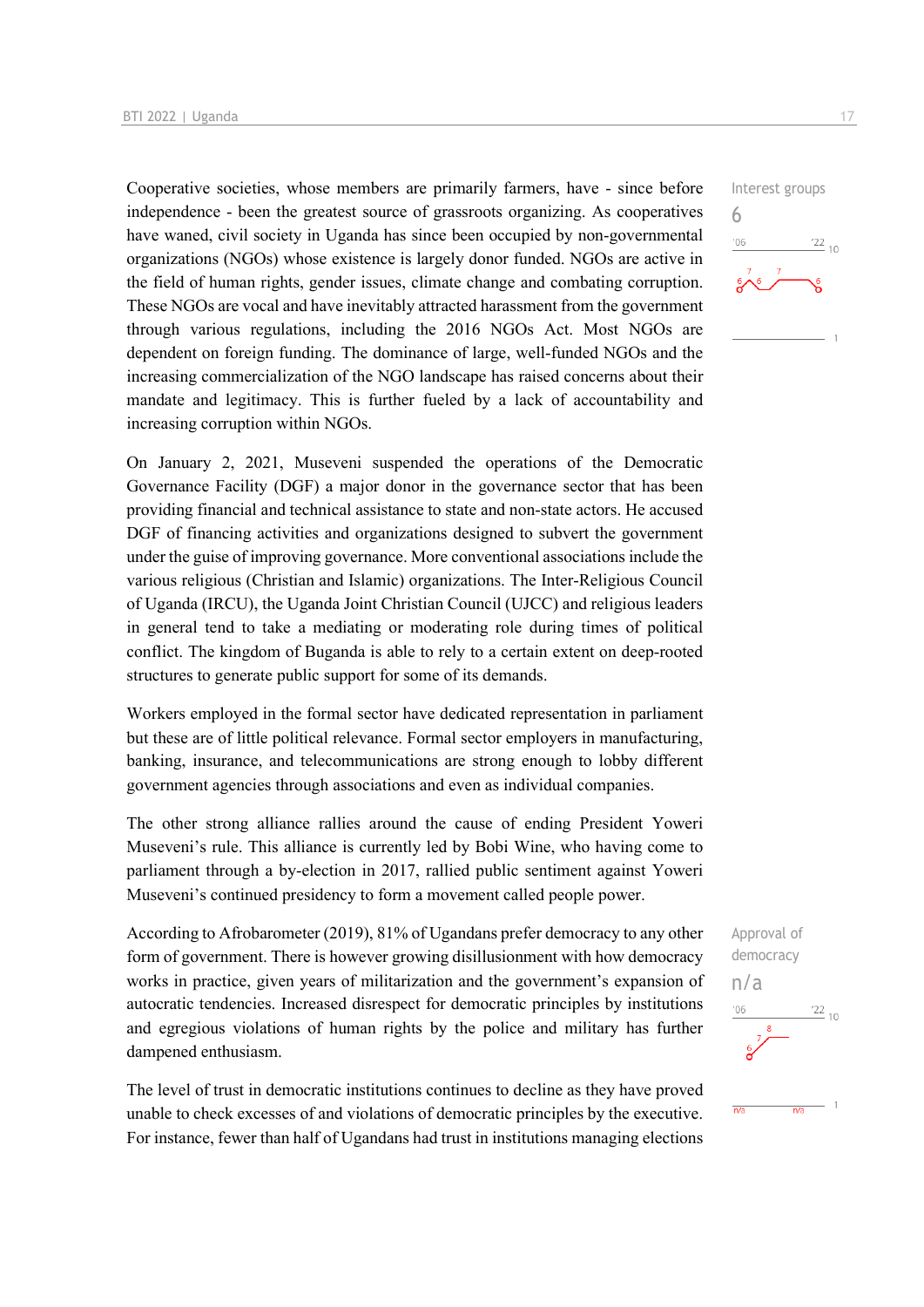Cooperative societies, whose members are primarily farmers, have - since before independence - been the greatest source of grassroots organizing. As cooperatives have waned, civil society in Uganda has since been occupied by non-governmental organizations (NGOs) whose existence is largely donor funded. NGOs are active in the field of human rights, gender issues, climate change and combating corruption. These NGOs are vocal and have inevitably attracted harassment from the government through various regulations, including the 2016 NGOs Act. Most NGOs are dependent on foreign funding. The dominance of large, well-funded NGOs and the increasing commercialization of the NGO landscape has raised concerns about their mandate and legitimacy. This is further fueled by a lack of accountability and increasing corruption within NGOs.

Interest groups
6

On January 2, 2021, Museveni suspended the operations of the Democratic Governance Facility (DGF) a major donor in the governance sector that has been providing financial and technical assistance to state and non-state actors. He accused DGF of financing activities and organizations designed to subvert the government under the guise of improving governance. More conventional associations include the various religious (Christian and Islamic) organizations. The Inter-Religious Council of Uganda (IRCU), the Uganda Joint Christian Council (UJCC) and religious leaders in general tend to take a mediating or moderating role during times of political conflict. The kingdom of Buganda is able to rely to a certain extent on deep-rooted structures to generate public support for some of its demands.

Workers employed in the formal sector have dedicated representation in parliament but these are of little political relevance. Formal sector employers in manufacturing, banking, insurance, and telecommunications are strong enough to lobby different government agencies through associations and even as individual companies.

The other strong alliance rallies around the cause of ending President Yoweri Museveni's rule. This alliance is currently led by Bobi Wine, who having come to parliament through a by-election in 2017, rallied public sentiment against Yoweri Museveni's continued presidency to form a movement called people power.

According to Afrobarometer (2019), 81% of Ugandans prefer democracy to any other form of government. There is however growing disillusionment with how democracy works in practice, given years of militarization and the government's expansion of autocratic tendencies. Increased disrespect for democratic principles by institutions and egregious violations of human rights by the police and military has further dampened enthusiasm.

Approval of democracy
n/a

The level of trust in democratic institutions continues to decline as they have proved unable to check excesses of and violations of democratic principles by the executive. For instance, fewer than half of Ugandans had trust in institutions managing elections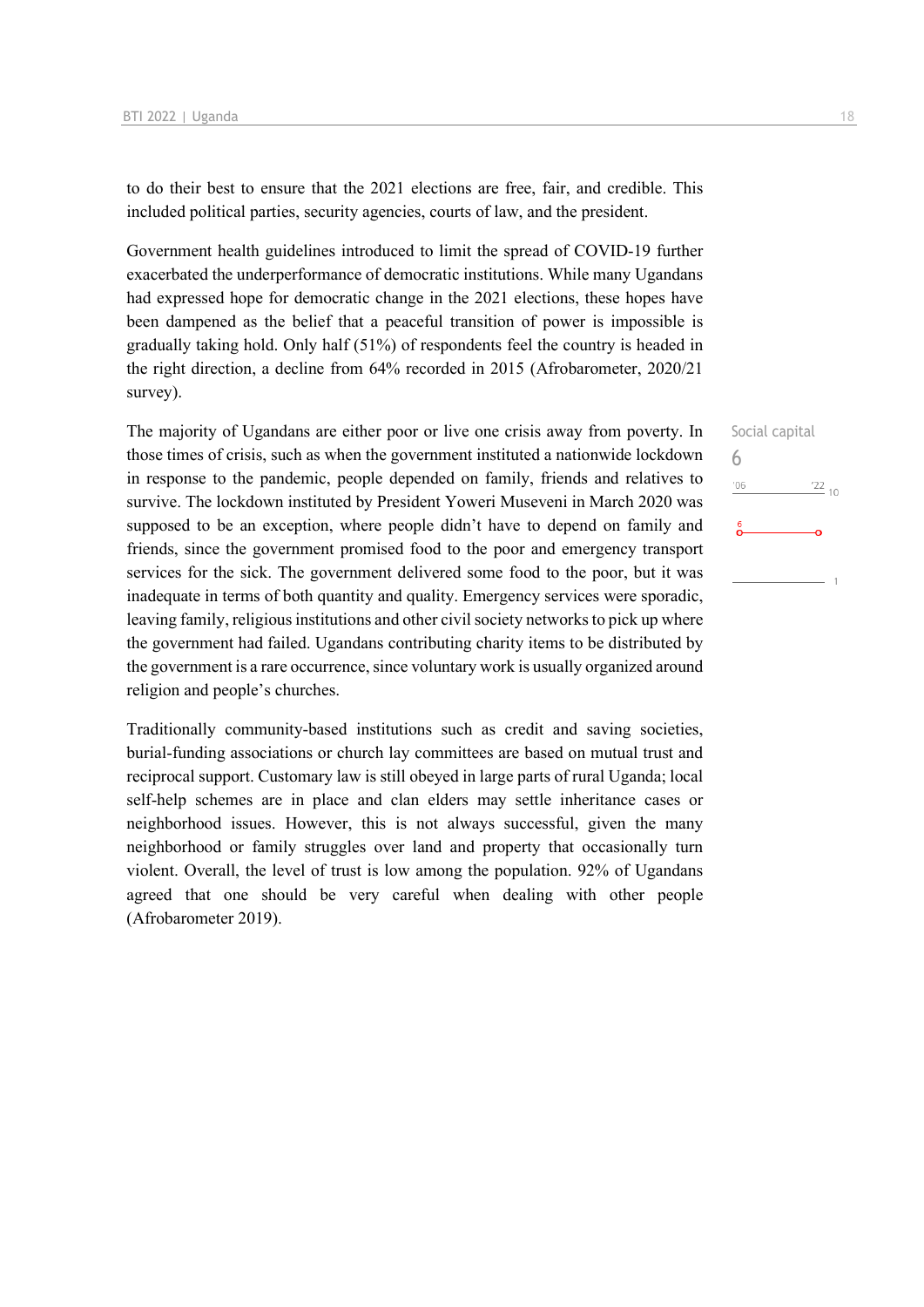to do their best to ensure that the 2021 elections are free, fair, and credible. This included political parties, security agencies, courts of law, and the president.

Government health guidelines introduced to limit the spread of COVID-19 further exacerbated the underperformance of democratic institutions. While many Ugandans had expressed hope for democratic change in the 2021 elections, these hopes have been dampened as the belief that a peaceful transition of power is impossible is gradually taking hold. Only half (51%) of respondents feel the country is headed in the right direction, a decline from 64% recorded in 2015 (Afrobarometer, 2020/21 survey).

Social capital
6

The majority of Ugandans are either poor or live one crisis away from poverty. In those times of crisis, such as when the government instituted a nationwide lockdown in response to the pandemic, people depended on family, friends and relatives to survive. The lockdown instituted by President Yoweri Museveni in March 2020 was supposed to be an exception, where people didn't have to depend on family and friends, since the government promised food to the poor and emergency transport services for the sick. The government delivered some food to the poor, but it was inadequate in terms of both quantity and quality. Emergency services were sporadic, leaving family, religious institutions and other civil society networks to pick up where the government had failed. Ugandans contributing charity items to be distributed by the government is a rare occurrence, since voluntary work is usually organized around religion and people's churches.

Traditionally community-based institutions such as credit and saving societies, burial-funding associations or church lay committees are based on mutual trust and reciprocal support. Customary law is still obeyed in large parts of rural Uganda; local self-help schemes are in place and clan elders may settle inheritance cases or neighborhood issues. However, this is not always successful, given the many neighborhood or family struggles over land and property that occasionally turn violent. Overall, the level of trust is low among the population. 92% of Ugandans agreed that one should be very careful when dealing with other people (Afrobarometer 2019).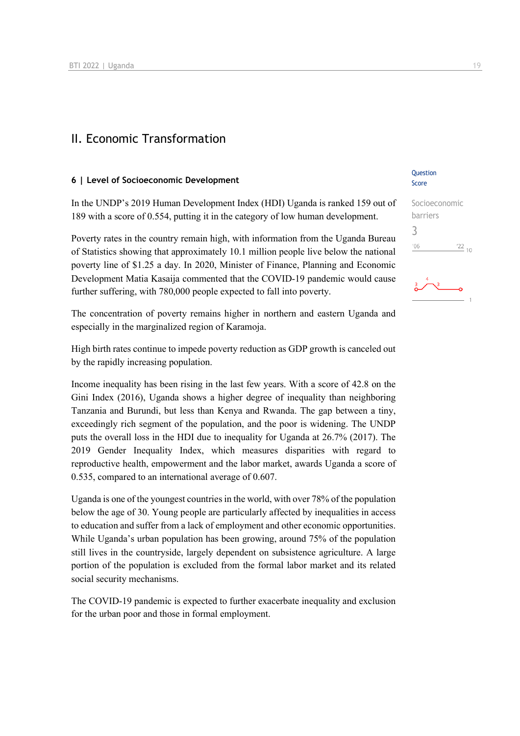## II. Economic Transformation

### 6 | Level of Socioeconomic Development

Question Score

Socioeconomic barriers

3

In the UNDP's 2019 Human Development Index (HDI) Uganda is ranked 159 out of 189 with a score of 0.554, putting it in the category of low human development.

Poverty rates in the country remain high, with information from the Uganda Bureau of Statistics showing that approximately 10.1 million people live below the national poverty line of $1.25 a day. In 2020, Minister of Finance, Planning and Economic Development Matia Kasaija commented that the COVID-19 pandemic would cause further suffering, with 780,000 people expected to fall into poverty.

The concentration of poverty remains higher in northern and eastern Uganda and especially in the marginalized region of Karamoja.

High birth rates continue to impede poverty reduction as GDP growth is canceled out by the rapidly increasing population.

Income inequality has been rising in the last few years. With a score of 42.8 on the Gini Index (2016), Uganda shows a higher degree of inequality than neighboring Tanzania and Burundi, but less than Kenya and Rwanda. The gap between a tiny, exceedingly rich segment of the population, and the poor is widening. The UNDP puts the overall loss in the HDI due to inequality for Uganda at 26.7% (2017). The 2019 Gender Inequality Index, which measures disparities with regard to reproductive health, empowerment and the labor market, awards Uganda a score of 0.535, compared to an international average of 0.607.

Uganda is one of the youngest countries in the world, with over 78% of the population below the age of 30. Young people are particularly affected by inequalities in access to education and suffer from a lack of employment and other economic opportunities. While Uganda's urban population has been growing, around 75% of the population still lives in the countryside, largely dependent on subsistence agriculture. A large portion of the population is excluded from the formal labor market and its related social security mechanisms.

The COVID-19 pandemic is expected to further exacerbate inequality and exclusion for the urban poor and those in formal employment.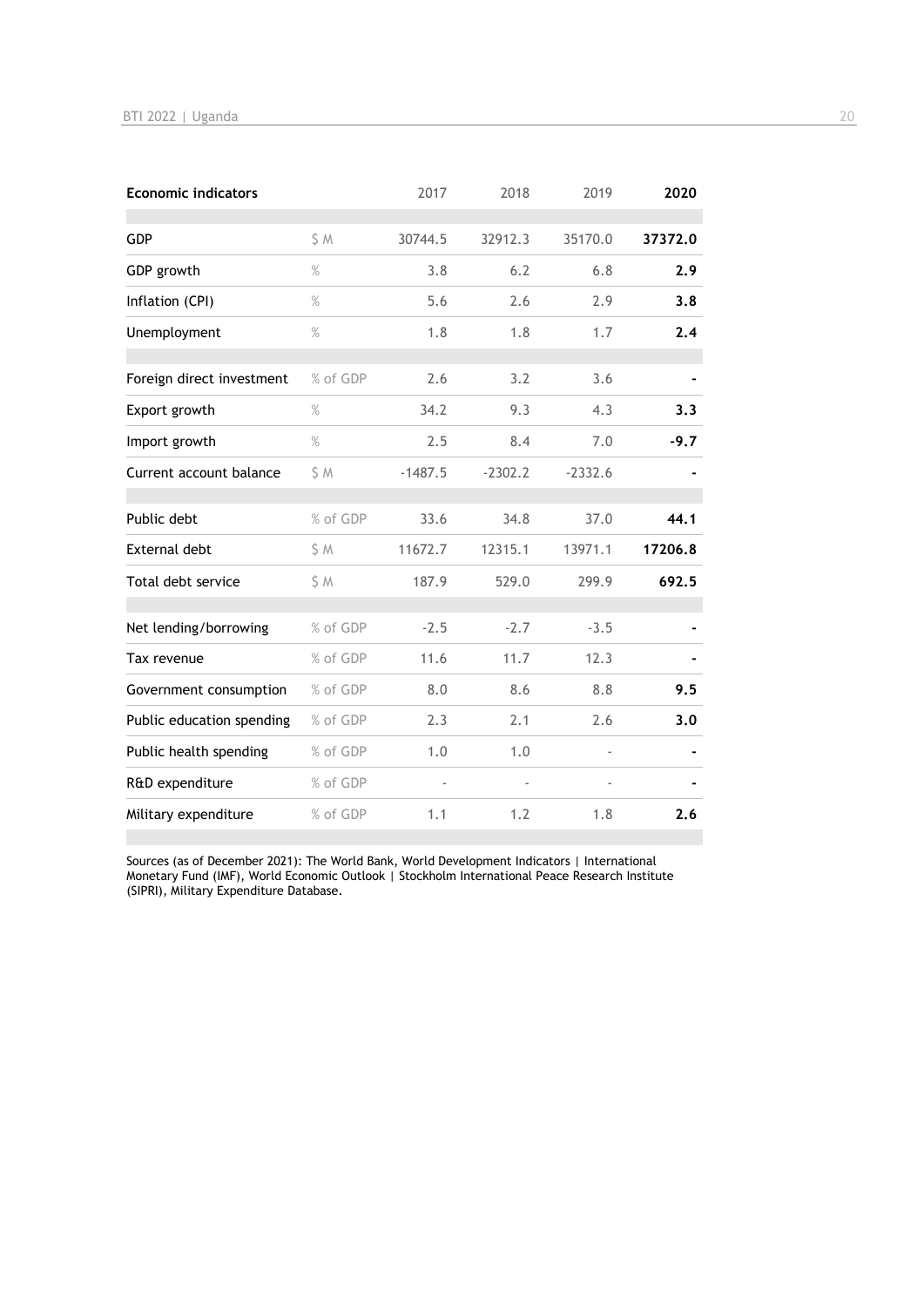| Economic indicators | | 2017 | 2018 | 2019 | **2020** |
|---|---|---|---|---|---|
| GDP | $ M | 30744.5 | 32912.3 | 35170.0 | **37372.0** |
| GDP growth | % | 3.8 | 6.2 | 6.8 | **2.9** |
| Inflation (CPI) | % | 5.6 | 2.6 | 2.9 | **3.8** |
| Unemployment | % | 1.8 | 1.8 | 1.7 | **2.4** |
| Foreign direct investment | % of GDP | 2.6 | 3.2 | 3.6 | **-** |
| Export growth | % | 34.2 | 9.3 | 4.3 | **3.3** |
| Import growth | % | 2.5 | 8.4 | 7.0 | **-9.7** |
| Current account balance | $ M | -1487.5 | -2302.2 | -2332.6 | **-** |
| Public debt | % of GDP | 33.6 | 34.8 | 37.0 | **44.1** |
| External debt | $ M | 11672.7 | 12315.1 | 13971.1 | **17206.8** |
| Total debt service | $ M | 187.9 | 529.0 | 299.9 | **692.5** |
| Net lending/borrowing | % of GDP | -2.5 | -2.7 | -3.5 | **-** |
| Tax revenue | % of GDP | 11.6 | 11.7 | 12.3 | **-** |
| Government consumption | % of GDP | 8.0 | 8.6 | 8.8 | **9.5** |
| Public education spending | % of GDP | 2.3 | 2.1 | 2.6 | **3.0** |
| Public health spending | % of GDP | 1.0 | 1.0 | - | **-** |
| R&D expenditure | % of GDP | - | - | - | **-** |
| Military expenditure | % of GDP | 1.1 | 1.2 | 1.8 | **2.6** |

Sources (as of December 2021): The World Bank, World Development Indicators | International Monetary Fund (IMF), World Economic Outlook | Stockholm International Peace Research Institute (SIPRI), Military Expenditure Database.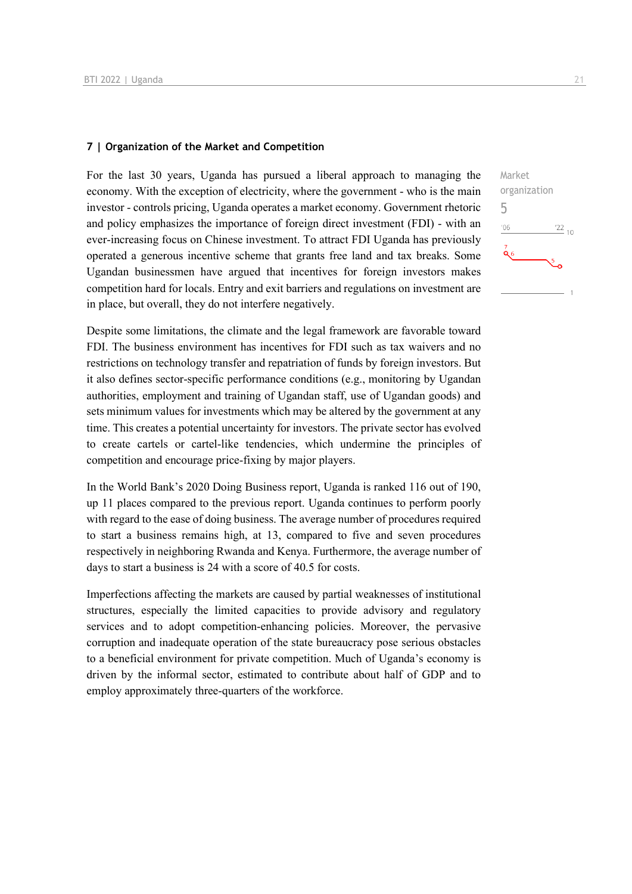### 7 | Organization of the Market and Competition

Market organization
5

For the last 30 years, Uganda has pursued a liberal approach to managing the economy. With the exception of electricity, where the government - who is the main investor - controls pricing, Uganda operates a market economy. Government rhetoric and policy emphasizes the importance of foreign direct investment (FDI) - with an ever-increasing focus on Chinese investment. To attract FDI Uganda has previously operated a generous incentive scheme that grants free land and tax breaks. Some Ugandan businessmen have argued that incentives for foreign investors makes competition hard for locals. Entry and exit barriers and regulations on investment are in place, but overall, they do not interfere negatively.

Despite some limitations, the climate and the legal framework are favorable toward FDI. The business environment has incentives for FDI such as tax waivers and no restrictions on technology transfer and repatriation of funds by foreign investors. But it also defines sector-specific performance conditions (e.g., monitoring by Ugandan authorities, employment and training of Ugandan staff, use of Ugandan goods) and sets minimum values for investments which may be altered by the government at any time. This creates a potential uncertainty for investors. The private sector has evolved to create cartels or cartel-like tendencies, which undermine the principles of competition and encourage price-fixing by major players.

In the World Bank's 2020 Doing Business report, Uganda is ranked 116 out of 190, up 11 places compared to the previous report. Uganda continues to perform poorly with regard to the ease of doing business. The average number of procedures required to start a business remains high, at 13, compared to five and seven procedures respectively in neighboring Rwanda and Kenya. Furthermore, the average number of days to start a business is 24 with a score of 40.5 for costs.

Imperfections affecting the markets are caused by partial weaknesses of institutional structures, especially the limited capacities to provide advisory and regulatory services and to adopt competition-enhancing policies. Moreover, the pervasive corruption and inadequate operation of the state bureaucracy pose serious obstacles to a beneficial environment for private competition. Much of Uganda's economy is driven by the informal sector, estimated to contribute about half of GDP and to employ approximately three-quarters of the workforce.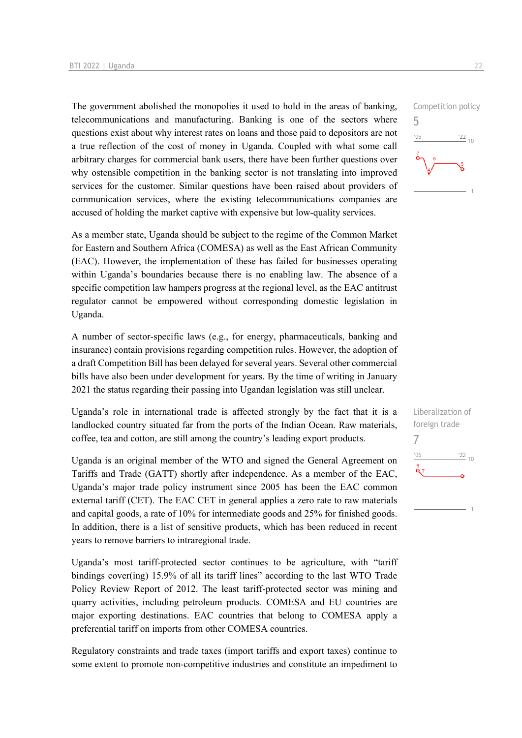The government abolished the monopolies it used to hold in the areas of banking, telecommunications and manufacturing. Banking is one of the sectors where questions exist about why interest rates on loans and those paid to depositors are not a true reflection of the cost of money in Uganda. Coupled with what some call arbitrary charges for commercial bank users, there have been further questions over why ostensible competition in the banking sector is not translating into improved services for the customer. Similar questions have been raised about providers of communication services, where the existing telecommunications companies are accused of holding the market captive with expensive but low-quality services.

Competition policy
5

As a member state, Uganda should be subject to the regime of the Common Market for Eastern and Southern Africa (COMESA) as well as the East African Community (EAC). However, the implementation of these has failed for businesses operating within Uganda's boundaries because there is no enabling law. The absence of a specific competition law hampers progress at the regional level, as the EAC antitrust regulator cannot be empowered without corresponding domestic legislation in Uganda.

A number of sector-specific laws (e.g., for energy, pharmaceuticals, banking and insurance) contain provisions regarding competition rules. However, the adoption of a draft Competition Bill has been delayed for several years. Several other commercial bills have also been under development for years. By the time of writing in January 2021 the status regarding their passing into Ugandan legislation was still unclear.

Uganda's role in international trade is affected strongly by the fact that it is a landlocked country situated far from the ports of the Indian Ocean. Raw materials, coffee, tea and cotton, are still among the country's leading export products.

Liberalization of foreign trade
7

Uganda is an original member of the WTO and signed the General Agreement on Tariffs and Trade (GATT) shortly after independence. As a member of the EAC, Uganda's major trade policy instrument since 2005 has been the EAC common external tariff (CET). The EAC CET in general applies a zero rate to raw materials and capital goods, a rate of 10% for intermediate goods and 25% for finished goods. In addition, there is a list of sensitive products, which has been reduced in recent years to remove barriers to intraregional trade.

Uganda's most tariff-protected sector continues to be agriculture, with "tariff bindings cover(ing) 15.9% of all its tariff lines" according to the last WTO Trade Policy Review Report of 2012. The least tariff-protected sector was mining and quarry activities, including petroleum products. COMESA and EU countries are major exporting destinations. EAC countries that belong to COMESA apply a preferential tariff on imports from other COMESA countries.

Regulatory constraints and trade taxes (import tariffs and export taxes) continue to some extent to promote non-competitive industries and constitute an impediment to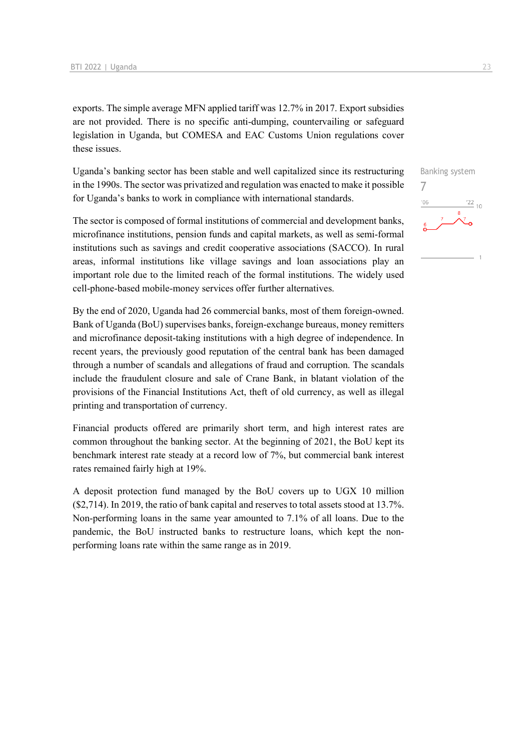exports. The simple average MFN applied tariff was 12.7% in 2017. Export subsidies are not provided. There is no specific anti-dumping, countervailing or safeguard legislation in Uganda, but COMESA and EAC Customs Union regulations cover these issues.

Banking system
7

Uganda's banking sector has been stable and well capitalized since its restructuring in the 1990s. The sector was privatized and regulation was enacted to make it possible for Uganda's banks to work in compliance with international standards.

The sector is composed of formal institutions of commercial and development banks, microfinance institutions, pension funds and capital markets, as well as semi-formal institutions such as savings and credit cooperative associations (SACCO). In rural areas, informal institutions like village savings and loan associations play an important role due to the limited reach of the formal institutions. The widely used cell-phone-based mobile-money services offer further alternatives.

By the end of 2020, Uganda had 26 commercial banks, most of them foreign-owned. Bank of Uganda (BoU) supervises banks, foreign-exchange bureaus, money remitters and microfinance deposit-taking institutions with a high degree of independence. In recent years, the previously good reputation of the central bank has been damaged through a number of scandals and allegations of fraud and corruption. The scandals include the fraudulent closure and sale of Crane Bank, in blatant violation of the provisions of the Financial Institutions Act, theft of old currency, as well as illegal printing and transportation of currency.

Financial products offered are primarily short term, and high interest rates are common throughout the banking sector. At the beginning of 2021, the BoU kept its benchmark interest rate steady at a record low of 7%, but commercial bank interest rates remained fairly high at 19%.

A deposit protection fund managed by the BoU covers up to UGX 10 million ($2,714). In 2019, the ratio of bank capital and reserves to total assets stood at 13.7%. Non-performing loans in the same year amounted to 7.1% of all loans. Due to the pandemic, the BoU instructed banks to restructure loans, which kept the non-performing loans rate within the same range as in 2019.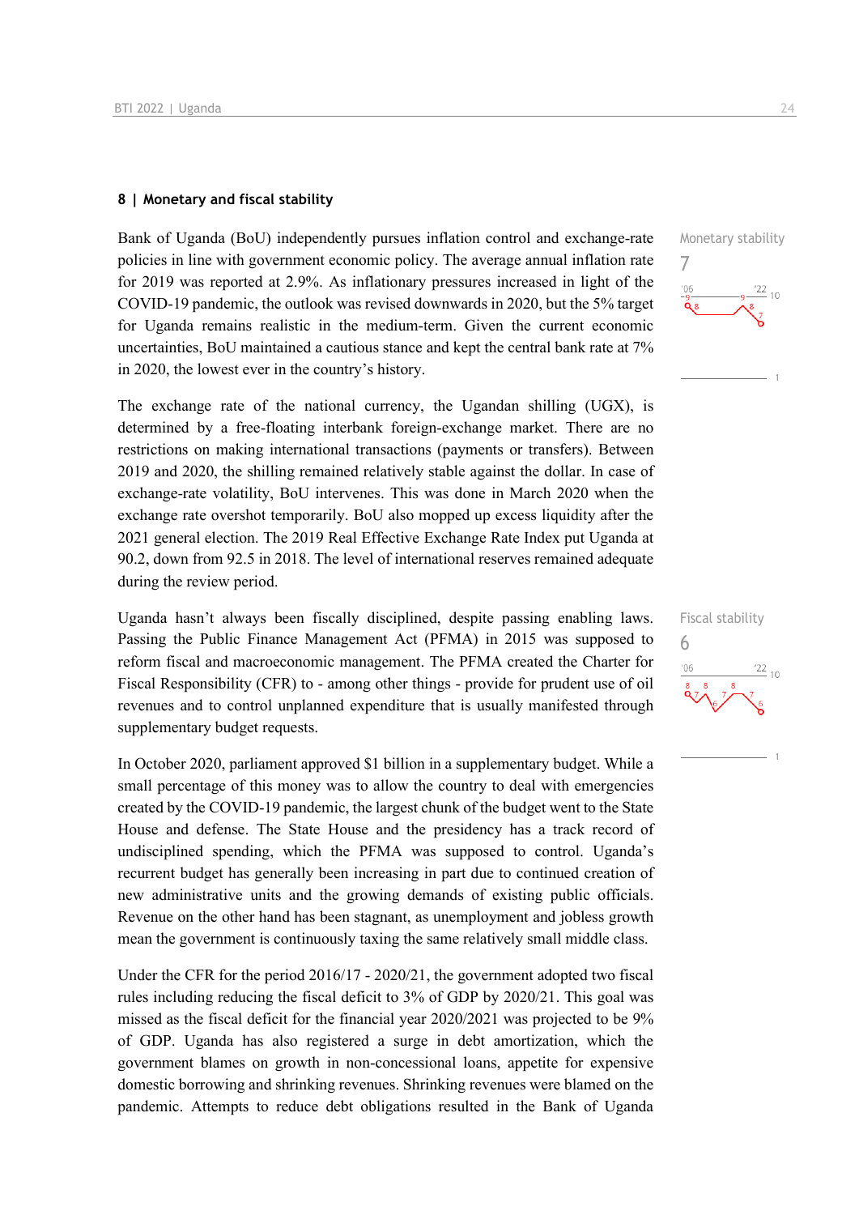## 8 | Monetary and fiscal stability

Monetary stability
7

Bank of Uganda (BoU) independently pursues inflation control and exchange-rate policies in line with government economic policy. The average annual inflation rate for 2019 was reported at 2.9%. As inflationary pressures increased in light of the COVID-19 pandemic, the outlook was revised downwards in 2020, but the 5% target for Uganda remains realistic in the medium-term. Given the current economic uncertainties, BoU maintained a cautious stance and kept the central bank rate at 7% in 2020, the lowest ever in the country's history.

The exchange rate of the national currency, the Ugandan shilling (UGX), is determined by a free-floating interbank foreign-exchange market. There are no restrictions on making international transactions (payments or transfers). Between 2019 and 2020, the shilling remained relatively stable against the dollar. In case of exchange-rate volatility, BoU intervenes. This was done in March 2020 when the exchange rate overshot temporarily. BoU also mopped up excess liquidity after the 2021 general election. The 2019 Real Effective Exchange Rate Index put Uganda at 90.2, down from 92.5 in 2018. The level of international reserves remained adequate during the review period.

Fiscal stability
6

Uganda hasn't always been fiscally disciplined, despite passing enabling laws. Passing the Public Finance Management Act (PFMA) in 2015 was supposed to reform fiscal and macroeconomic management. The PFMA created the Charter for Fiscal Responsibility (CFR) to - among other things - provide for prudent use of oil revenues and to control unplanned expenditure that is usually manifested through supplementary budget requests.

In October 2020, parliament approved $1 billion in a supplementary budget. While a small percentage of this money was to allow the country to deal with emergencies created by the COVID-19 pandemic, the largest chunk of the budget went to the State House and defense. The State House and the presidency has a track record of undisciplined spending, which the PFMA was supposed to control. Uganda's recurrent budget has generally been increasing in part due to continued creation of new administrative units and the growing demands of existing public officials. Revenue on the other hand has been stagnant, as unemployment and jobless growth mean the government is continuously taxing the same relatively small middle class.

Under the CFR for the period 2016/17 - 2020/21, the government adopted two fiscal rules including reducing the fiscal deficit to 3% of GDP by 2020/21. This goal was missed as the fiscal deficit for the financial year 2020/2021 was projected to be 9% of GDP. Uganda has also registered a surge in debt amortization, which the government blames on growth in non-concessional loans, appetite for expensive domestic borrowing and shrinking revenues. Shrinking revenues were blamed on the pandemic. Attempts to reduce debt obligations resulted in the Bank of Uganda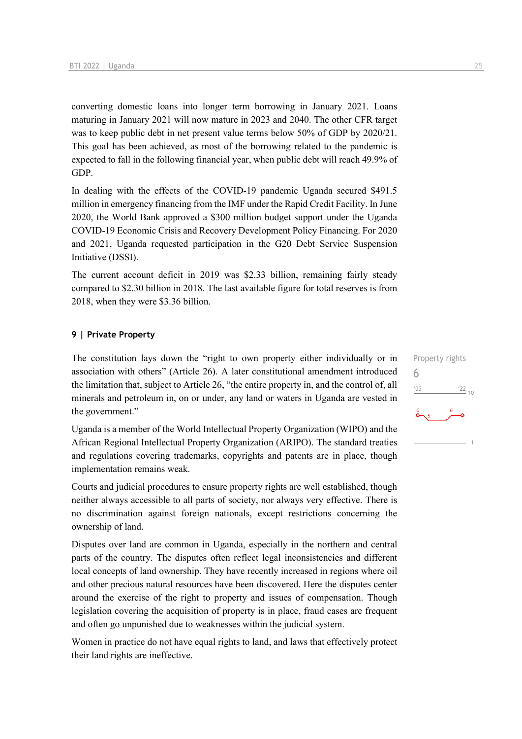converting domestic loans into longer term borrowing in January 2021. Loans maturing in January 2021 will now mature in 2023 and 2040. The other CFR target was to keep public debt in net present value terms below 50% of GDP by 2020/21. This goal has been achieved, as most of the borrowing related to the pandemic is expected to fall in the following financial year, when public debt will reach 49.9% of GDP.

In dealing with the effects of the COVID-19 pandemic Uganda secured $491.5 million in emergency financing from the IMF under the Rapid Credit Facility. In June 2020, the World Bank approved a $300 million budget support under the Uganda COVID-19 Economic Crisis and Recovery Development Policy Financing. For 2020 and 2021, Uganda requested participation in the G20 Debt Service Suspension Initiative (DSSI).

The current account deficit in 2019 was $2.33 billion, remaining fairly steady compared to $2.30 billion in 2018. The last available figure for total reserves is from 2018, when they were $3.36 billion.

## 9 | Private Property

Property rights
6

The constitution lays down the "right to own property either individually or in association with others" (Article 26). A later constitutional amendment introduced the limitation that, subject to Article 26, "the entire property in, and the control of, all minerals and petroleum in, on or under, any land or waters in Uganda are vested in the government."

Uganda is a member of the World Intellectual Property Organization (WIPO) and the African Regional Intellectual Property Organization (ARIPO). The standard treaties and regulations covering trademarks, copyrights and patents are in place, though implementation remains weak.

Courts and judicial procedures to ensure property rights are well established, though neither always accessible to all parts of society, nor always very effective. There is no discrimination against foreign nationals, except restrictions concerning the ownership of land.

Disputes over land are common in Uganda, especially in the northern and central parts of the country. The disputes often reflect legal inconsistencies and different local concepts of land ownership. They have recently increased in regions where oil and other precious natural resources have been discovered. Here the disputes center around the exercise of the right to property and issues of compensation. Though legislation covering the acquisition of property is in place, fraud cases are frequent and often go unpunished due to weaknesses within the judicial system.

Women in practice do not have equal rights to land, and laws that effectively protect their land rights are ineffective.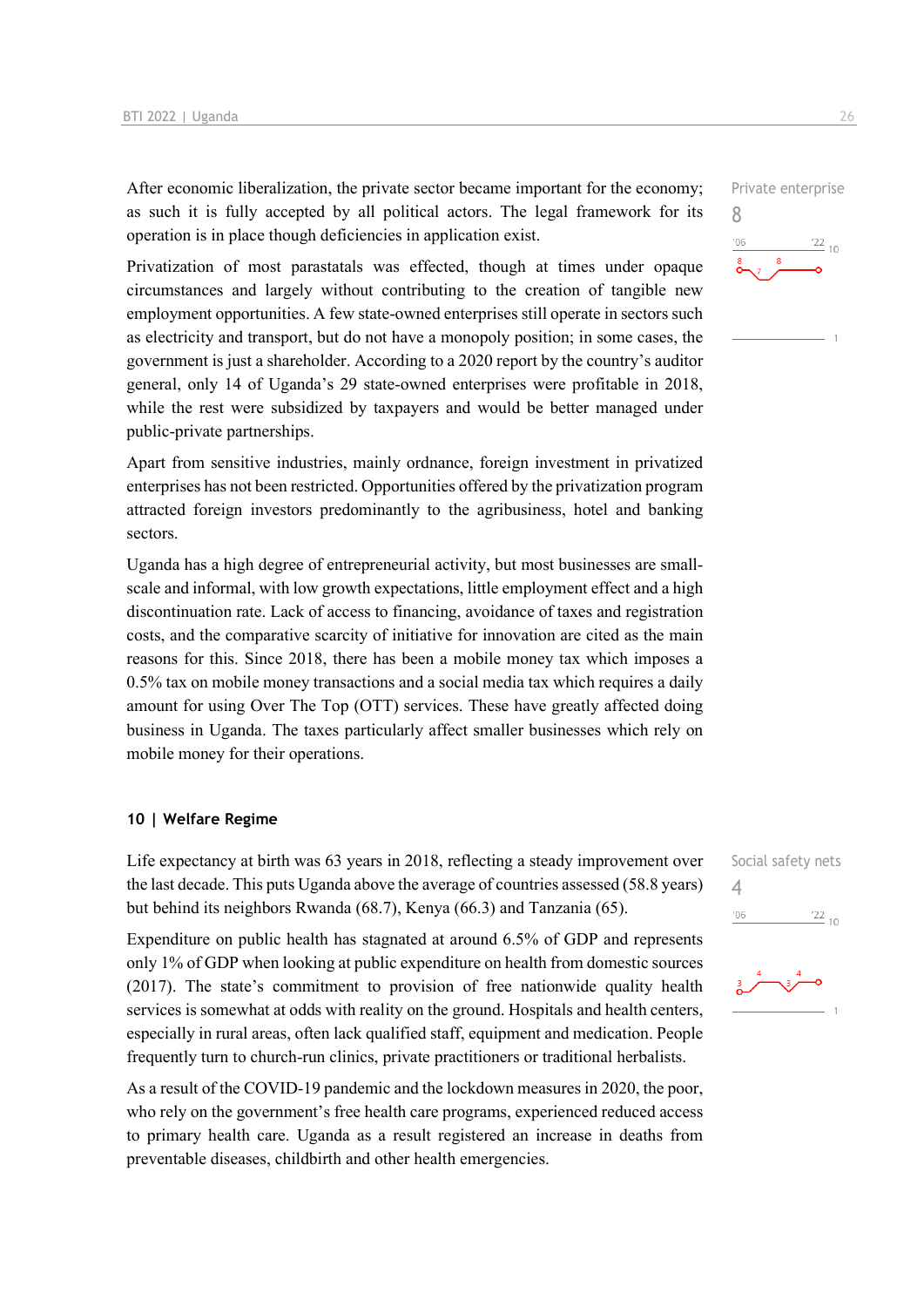After economic liberalization, the private sector became important for the economy; as such it is fully accepted by all political actors. The legal framework for its operation is in place though deficiencies in application exist.

Private enterprise
8

Privatization of most parastatals was effected, though at times under opaque circumstances and largely without contributing to the creation of tangible new employment opportunities. A few state-owned enterprises still operate in sectors such as electricity and transport, but do not have a monopoly position; in some cases, the government is just a shareholder. According to a 2020 report by the country's auditor general, only 14 of Uganda's 29 state-owned enterprises were profitable in 2018, while the rest were subsidized by taxpayers and would be better managed under public-private partnerships.

Apart from sensitive industries, mainly ordnance, foreign investment in privatized enterprises has not been restricted. Opportunities offered by the privatization program attracted foreign investors predominantly to the agribusiness, hotel and banking sectors.

Uganda has a high degree of entrepreneurial activity, but most businesses are small-scale and informal, with low growth expectations, little employment effect and a high discontinuation rate. Lack of access to financing, avoidance of taxes and registration costs, and the comparative scarcity of initiative for innovation are cited as the main reasons for this. Since 2018, there has been a mobile money tax which imposes a 0.5% tax on mobile money transactions and a social media tax which requires a daily amount for using Over The Top (OTT) services. These have greatly affected doing business in Uganda. The taxes particularly affect smaller businesses which rely on mobile money for their operations.

## 10 | Welfare Regime

Life expectancy at birth was 63 years in 2018, reflecting a steady improvement over the last decade. This puts Uganda above the average of countries assessed (58.8 years) but behind its neighbors Rwanda (68.7), Kenya (66.3) and Tanzania (65).

Social safety nets
4

Expenditure on public health has stagnated at around 6.5% of GDP and represents only 1% of GDP when looking at public expenditure on health from domestic sources (2017). The state's commitment to provision of free nationwide quality health services is somewhat at odds with reality on the ground. Hospitals and health centers, especially in rural areas, often lack qualified staff, equipment and medication. People frequently turn to church-run clinics, private practitioners or traditional herbalists.

As a result of the COVID-19 pandemic and the lockdown measures in 2020, the poor, who rely on the government's free health care programs, experienced reduced access to primary health care. Uganda as a result registered an increase in deaths from preventable diseases, childbirth and other health emergencies.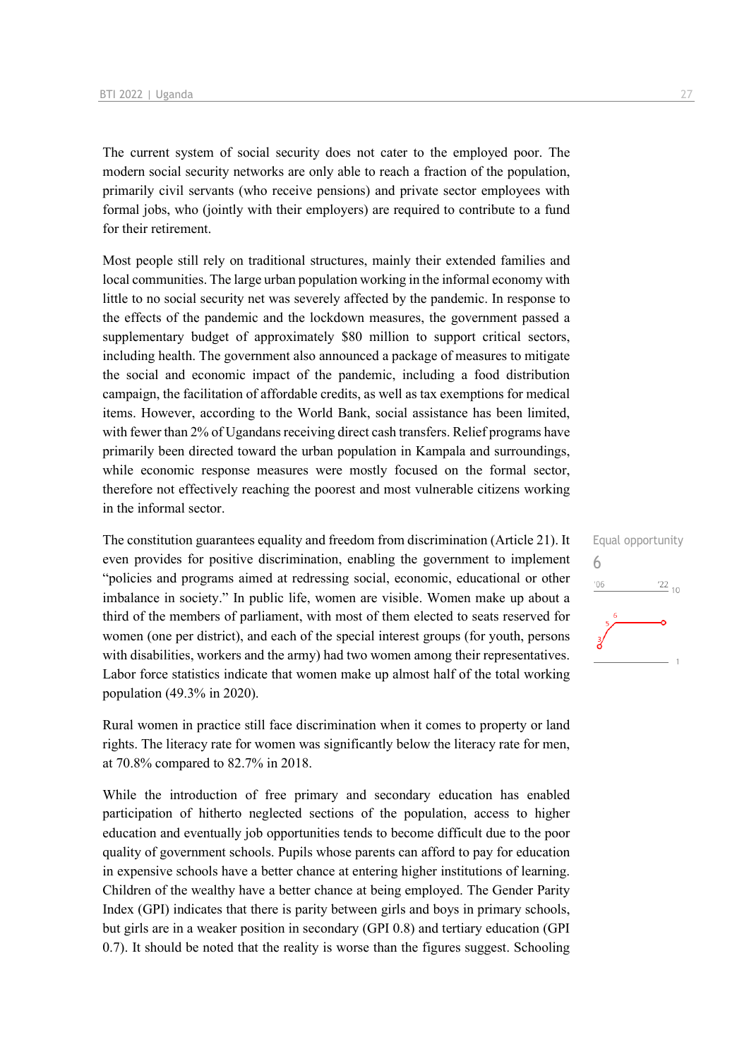The current system of social security does not cater to the employed poor. The modern social security networks are only able to reach a fraction of the population, primarily civil servants (who receive pensions) and private sector employees with formal jobs, who (jointly with their employers) are required to contribute to a fund for their retirement.

Most people still rely on traditional structures, mainly their extended families and local communities. The large urban population working in the informal economy with little to no social security net was severely affected by the pandemic. In response to the effects of the pandemic and the lockdown measures, the government passed a supplementary budget of approximately $80 million to support critical sectors, including health. The government also announced a package of measures to mitigate the social and economic impact of the pandemic, including a food distribution campaign, the facilitation of affordable credits, as well as tax exemptions for medical items. However, according to the World Bank, social assistance has been limited, with fewer than 2% of Ugandans receiving direct cash transfers. Relief programs have primarily been directed toward the urban population in Kampala and surroundings, while economic response measures were mostly focused on the formal sector, therefore not effectively reaching the poorest and most vulnerable citizens working in the informal sector.

Equal opportunity
6

The constitution guarantees equality and freedom from discrimination (Article 21). It even provides for positive discrimination, enabling the government to implement "policies and programs aimed at redressing social, economic, educational or other imbalance in society." In public life, women are visible. Women make up about a third of the members of parliament, with most of them elected to seats reserved for women (one per district), and each of the special interest groups (for youth, persons with disabilities, workers and the army) had two women among their representatives. Labor force statistics indicate that women make up almost half of the total working population (49.3% in 2020).

Rural women in practice still face discrimination when it comes to property or land rights. The literacy rate for women was significantly below the literacy rate for men, at 70.8% compared to 82.7% in 2018.

While the introduction of free primary and secondary education has enabled participation of hitherto neglected sections of the population, access to higher education and eventually job opportunities tends to become difficult due to the poor quality of government schools. Pupils whose parents can afford to pay for education in expensive schools have a better chance at entering higher institutions of learning. Children of the wealthy have a better chance at being employed. The Gender Parity Index (GPI) indicates that there is parity between girls and boys in primary schools, but girls are in a weaker position in secondary (GPI 0.8) and tertiary education (GPI 0.7). It should be noted that the reality is worse than the figures suggest. Schooling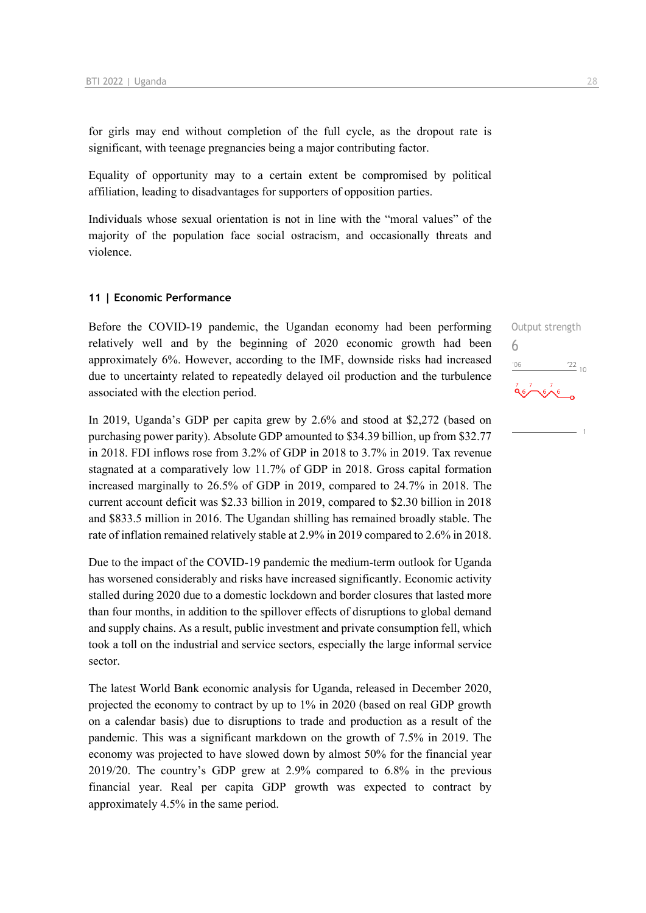for girls may end without completion of the full cycle, as the dropout rate is significant, with teenage pregnancies being a major contributing factor.

Equality of opportunity may to a certain extent be compromised by political affiliation, leading to disadvantages for supporters of opposition parties.

Individuals whose sexual orientation is not in line with the "moral values" of the majority of the population face social ostracism, and occasionally threats and violence.

## 11 | Economic Performance

Output strength
6

Before the COVID-19 pandemic, the Ugandan economy had been performing relatively well and by the beginning of 2020 economic growth had been approximately 6%. However, according to the IMF, downside risks had increased due to uncertainty related to repeatedly delayed oil production and the turbulence associated with the election period.

In 2019, Uganda's GDP per capita grew by 2.6% and stood at $2,272 (based on purchasing power parity). Absolute GDP amounted to $34.39 billion, up from $32.77 in 2018. FDI inflows rose from 3.2% of GDP in 2018 to 3.7% in 2019. Tax revenue stagnated at a comparatively low 11.7% of GDP in 2018. Gross capital formation increased marginally to 26.5% of GDP in 2019, compared to 24.7% in 2018. The current account deficit was $2.33 billion in 2019, compared to $2.30 billion in 2018 and $833.5 million in 2016. The Ugandan shilling has remained broadly stable. The rate of inflation remained relatively stable at 2.9% in 2019 compared to 2.6% in 2018.

Due to the impact of the COVID-19 pandemic the medium-term outlook for Uganda has worsened considerably and risks have increased significantly. Economic activity stalled during 2020 due to a domestic lockdown and border closures that lasted more than four months, in addition to the spillover effects of disruptions to global demand and supply chains. As a result, public investment and private consumption fell, which took a toll on the industrial and service sectors, especially the large informal service sector.

The latest World Bank economic analysis for Uganda, released in December 2020, projected the economy to contract by up to 1% in 2020 (based on real GDP growth on a calendar basis) due to disruptions to trade and production as a result of the pandemic. This was a significant markdown on the growth of 7.5% in 2019. The economy was projected to have slowed down by almost 50% for the financial year 2019/20. The country's GDP grew at 2.9% compared to 6.8% in the previous financial year. Real per capita GDP growth was expected to contract by approximately 4.5% in the same period.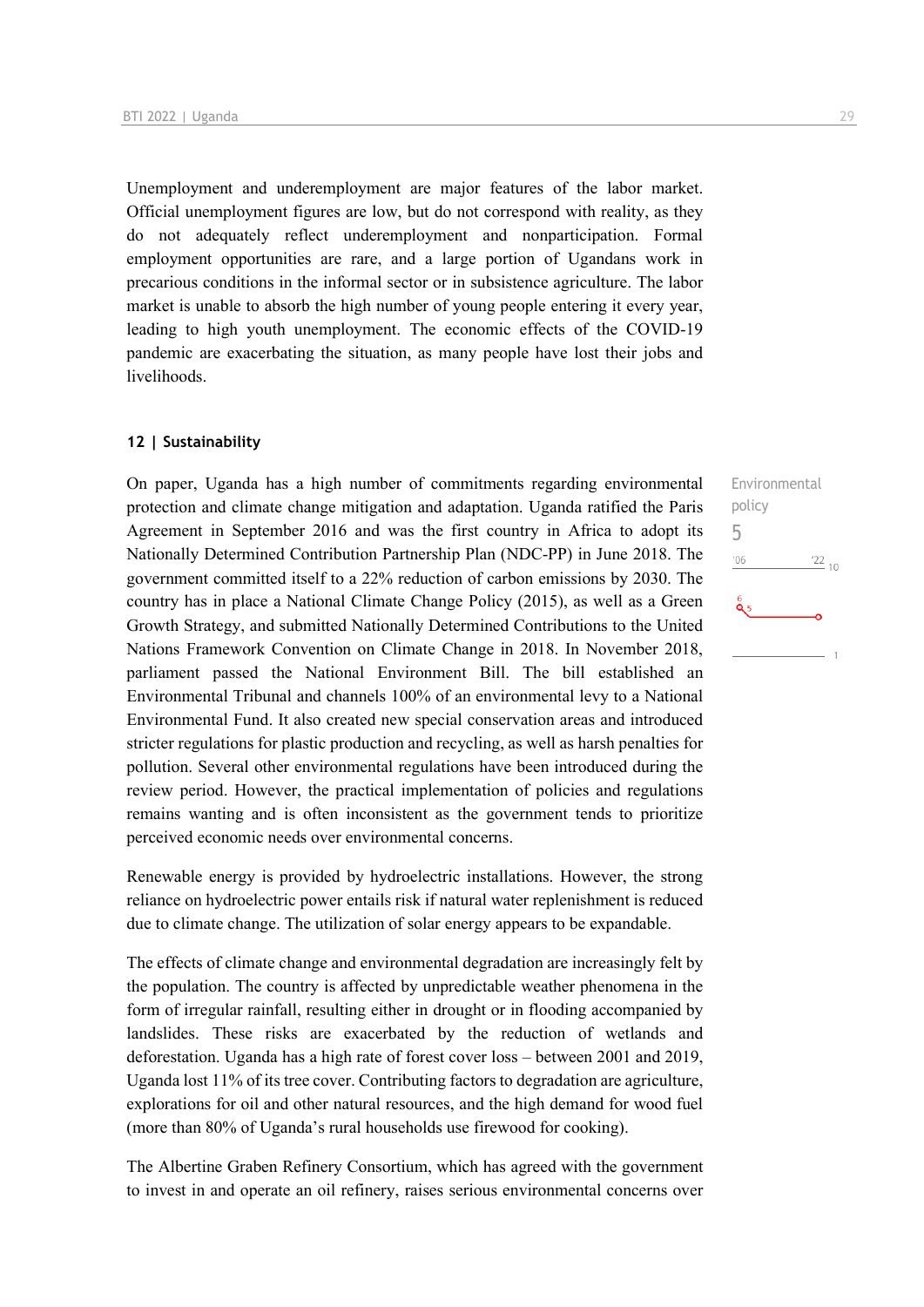Unemployment and underemployment are major features of the labor market. Official unemployment figures are low, but do not correspond with reality, as they do not adequately reflect underemployment and nonparticipation. Formal employment opportunities are rare, and a large portion of Ugandans work in precarious conditions in the informal sector or in subsistence agriculture. The labor market is unable to absorb the high number of young people entering it every year, leading to high youth unemployment. The economic effects of the COVID-19 pandemic are exacerbating the situation, as many people have lost their jobs and livelihoods.

### 12 | Sustainability

Environmental policy
5

On paper, Uganda has a high number of commitments regarding environmental protection and climate change mitigation and adaptation. Uganda ratified the Paris Agreement in September 2016 and was the first country in Africa to adopt its Nationally Determined Contribution Partnership Plan (NDC-PP) in June 2018. The government committed itself to a 22% reduction of carbon emissions by 2030. The country has in place a National Climate Change Policy (2015), as well as a Green Growth Strategy, and submitted Nationally Determined Contributions to the United Nations Framework Convention on Climate Change in 2018. In November 2018, parliament passed the National Environment Bill. The bill established an Environmental Tribunal and channels 100% of an environmental levy to a National Environmental Fund. It also created new special conservation areas and introduced stricter regulations for plastic production and recycling, as well as harsh penalties for pollution. Several other environmental regulations have been introduced during the review period. However, the practical implementation of policies and regulations remains wanting and is often inconsistent as the government tends to prioritize perceived economic needs over environmental concerns.

Renewable energy is provided by hydroelectric installations. However, the strong reliance on hydroelectric power entails risk if natural water replenishment is reduced due to climate change. The utilization of solar energy appears to be expandable.

The effects of climate change and environmental degradation are increasingly felt by the population. The country is affected by unpredictable weather phenomena in the form of irregular rainfall, resulting either in drought or in flooding accompanied by landslides. These risks are exacerbated by the reduction of wetlands and deforestation. Uganda has a high rate of forest cover loss – between 2001 and 2019, Uganda lost 11% of its tree cover. Contributing factors to degradation are agriculture, explorations for oil and other natural resources, and the high demand for wood fuel (more than 80% of Uganda's rural households use firewood for cooking).

The Albertine Graben Refinery Consortium, which has agreed with the government to invest in and operate an oil refinery, raises serious environmental concerns over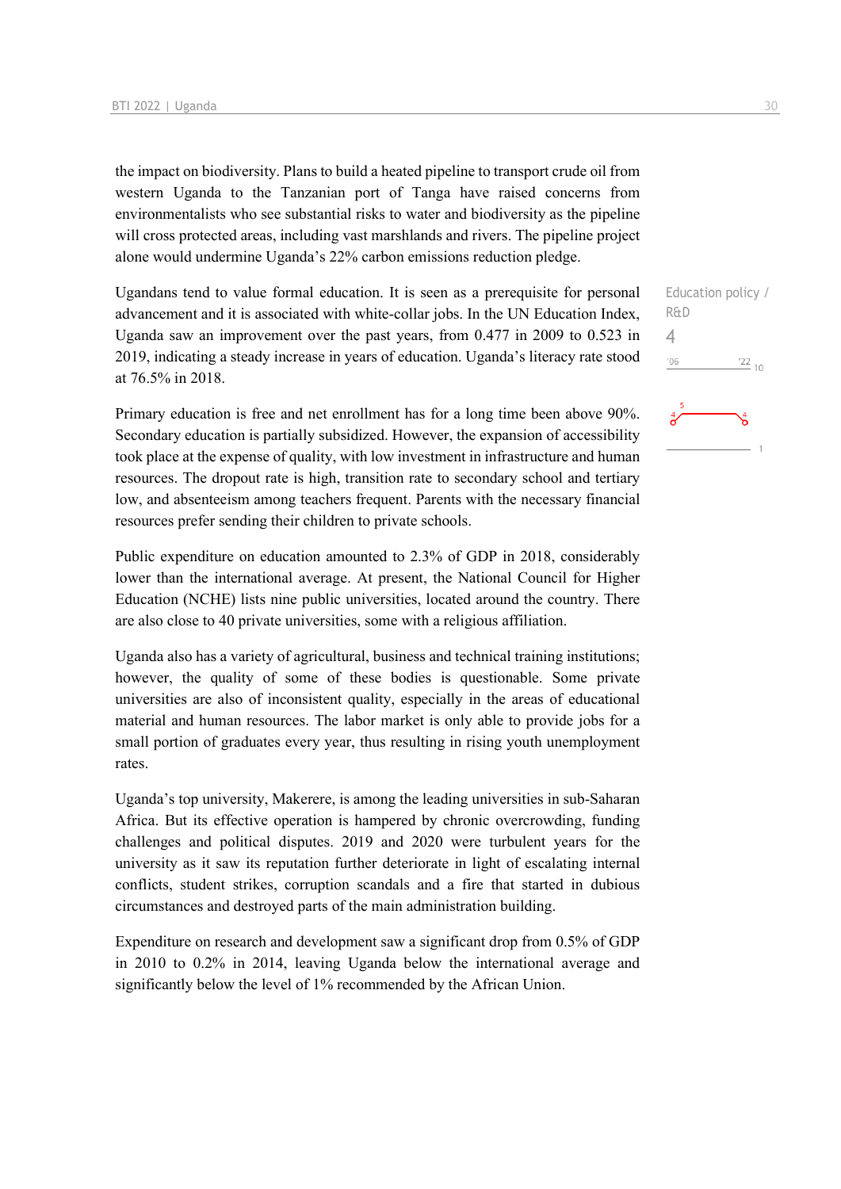the impact on biodiversity. Plans to build a heated pipeline to transport crude oil from western Uganda to the Tanzanian port of Tanga have raised concerns from environmentalists who see substantial risks to water and biodiversity as the pipeline will cross protected areas, including vast marshlands and rivers. The pipeline project alone would undermine Uganda's 22% carbon emissions reduction pledge.

Education policy / R&D
4

Ugandans tend to value formal education. It is seen as a prerequisite for personal advancement and it is associated with white-collar jobs. In the UN Education Index, Uganda saw an improvement over the past years, from 0.477 in 2009 to 0.523 in 2019, indicating a steady increase in years of education. Uganda's literacy rate stood at 76.5% in 2018.

Primary education is free and net enrollment has for a long time been above 90%. Secondary education is partially subsidized. However, the expansion of accessibility took place at the expense of quality, with low investment in infrastructure and human resources. The dropout rate is high, transition rate to secondary school and tertiary low, and absenteeism among teachers frequent. Parents with the necessary financial resources prefer sending their children to private schools.

Public expenditure on education amounted to 2.3% of GDP in 2018, considerably lower than the international average. At present, the National Council for Higher Education (NCHE) lists nine public universities, located around the country. There are also close to 40 private universities, some with a religious affiliation.

Uganda also has a variety of agricultural, business and technical training institutions; however, the quality of some of these bodies is questionable. Some private universities are also of inconsistent quality, especially in the areas of educational material and human resources. The labor market is only able to provide jobs for a small portion of graduates every year, thus resulting in rising youth unemployment rates.

Uganda's top university, Makerere, is among the leading universities in sub-Saharan Africa. But its effective operation is hampered by chronic overcrowding, funding challenges and political disputes. 2019 and 2020 were turbulent years for the university as it saw its reputation further deteriorate in light of escalating internal conflicts, student strikes, corruption scandals and a fire that started in dubious circumstances and destroyed parts of the main administration building.

Expenditure on research and development saw a significant drop from 0.5% of GDP in 2010 to 0.2% in 2014, leaving Uganda below the international average and significantly below the level of 1% recommended by the African Union.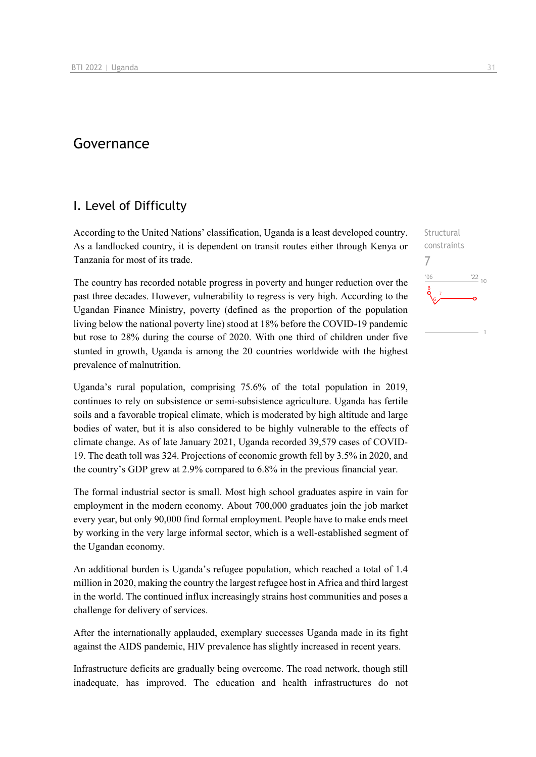# Governance

## I. Level of Difficulty

According to the United Nations' classification, Uganda is a least developed country. As a landlocked country, it is dependent on transit routes either through Kenya or Tanzania for most of its trade.

Structural constraints
7

The country has recorded notable progress in poverty and hunger reduction over the past three decades. However, vulnerability to regress is very high. According to the Ugandan Finance Ministry, poverty (defined as the proportion of the population living below the national poverty line) stood at 18% before the COVID-19 pandemic but rose to 28% during the course of 2020. With one third of children under five stunted in growth, Uganda is among the 20 countries worldwide with the highest prevalence of malnutrition.

Uganda's rural population, comprising 75.6% of the total population in 2019, continues to rely on subsistence or semi-subsistence agriculture. Uganda has fertile soils and a favorable tropical climate, which is moderated by high altitude and large bodies of water, but it is also considered to be highly vulnerable to the effects of climate change. As of late January 2021, Uganda recorded 39,579 cases of COVID-19. The death toll was 324. Projections of economic growth fell by 3.5% in 2020, and the country's GDP grew at 2.9% compared to 6.8% in the previous financial year.

The formal industrial sector is small. Most high school graduates aspire in vain for employment in the modern economy. About 700,000 graduates join the job market every year, but only 90,000 find formal employment. People have to make ends meet by working in the very large informal sector, which is a well-established segment of the Ugandan economy.

An additional burden is Uganda's refugee population, which reached a total of 1.4 million in 2020, making the country the largest refugee host in Africa and third largest in the world. The continued influx increasingly strains host communities and poses a challenge for delivery of services.

After the internationally applauded, exemplary successes Uganda made in its fight against the AIDS pandemic, HIV prevalence has slightly increased in recent years.

Infrastructure deficits are gradually being overcome. The road network, though still inadequate, has improved. The education and health infrastructures do not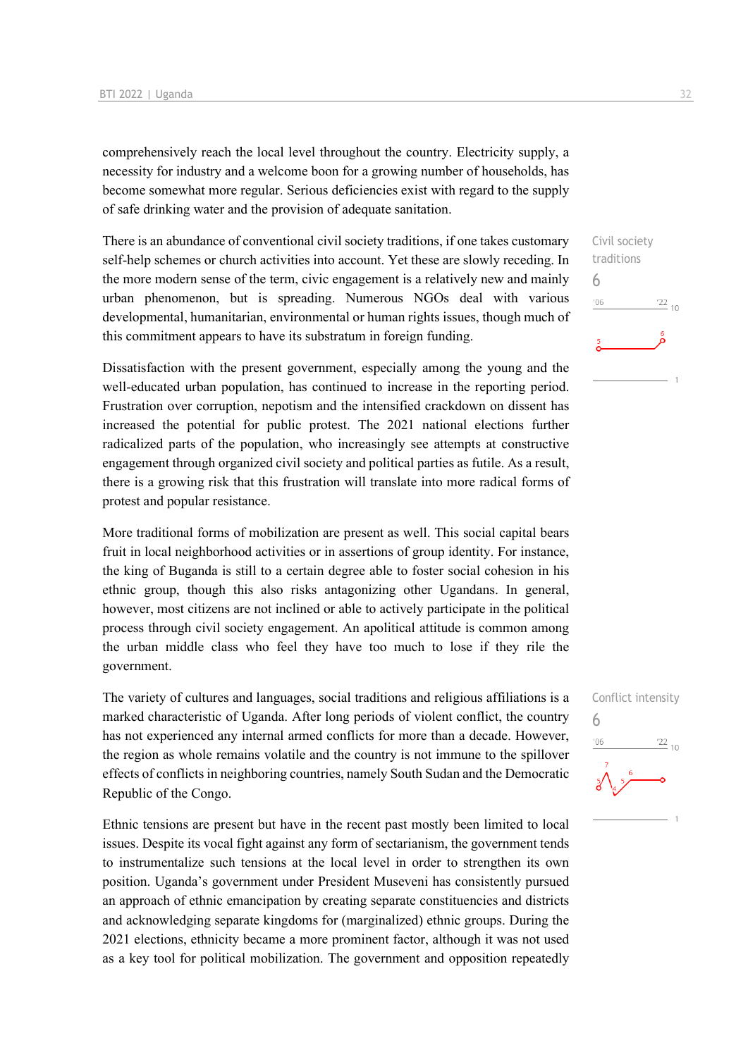comprehensively reach the local level throughout the country. Electricity supply, a necessity for industry and a welcome boon for a growing number of households, has become somewhat more regular. Serious deficiencies exist with regard to the supply of safe drinking water and the provision of adequate sanitation.

Civil society traditions
6

There is an abundance of conventional civil society traditions, if one takes customary self-help schemes or church activities into account. Yet these are slowly receding. In the more modern sense of the term, civic engagement is a relatively new and mainly urban phenomenon, but is spreading. Numerous NGOs deal with various developmental, humanitarian, environmental or human rights issues, though much of this commitment appears to have its substratum in foreign funding.

Dissatisfaction with the present government, especially among the young and the well-educated urban population, has continued to increase in the reporting period. Frustration over corruption, nepotism and the intensified crackdown on dissent has increased the potential for public protest. The 2021 national elections further radicalized parts of the population, who increasingly see attempts at constructive engagement through organized civil society and political parties as futile. As a result, there is a growing risk that this frustration will translate into more radical forms of protest and popular resistance.

More traditional forms of mobilization are present as well. This social capital bears fruit in local neighborhood activities or in assertions of group identity. For instance, the king of Buganda is still to a certain degree able to foster social cohesion in his ethnic group, though this also risks antagonizing other Ugandans. In general, however, most citizens are not inclined or able to actively participate in the political process through civil society engagement. An apolitical attitude is common among the urban middle class who feel they have too much to lose if they rile the government.

Conflict intensity
6

The variety of cultures and languages, social traditions and religious affiliations is a marked characteristic of Uganda. After long periods of violent conflict, the country has not experienced any internal armed conflicts for more than a decade. However, the region as whole remains volatile and the country is not immune to the spillover effects of conflicts in neighboring countries, namely South Sudan and the Democratic Republic of the Congo.

Ethnic tensions are present but have in the recent past mostly been limited to local issues. Despite its vocal fight against any form of sectarianism, the government tends to instrumentalize such tensions at the local level in order to strengthen its own position. Uganda's government under President Museveni has consistently pursued an approach of ethnic emancipation by creating separate constituencies and districts and acknowledging separate kingdoms for (marginalized) ethnic groups. During the 2021 elections, ethnicity became a more prominent factor, although it was not used as a key tool for political mobilization. The government and opposition repeatedly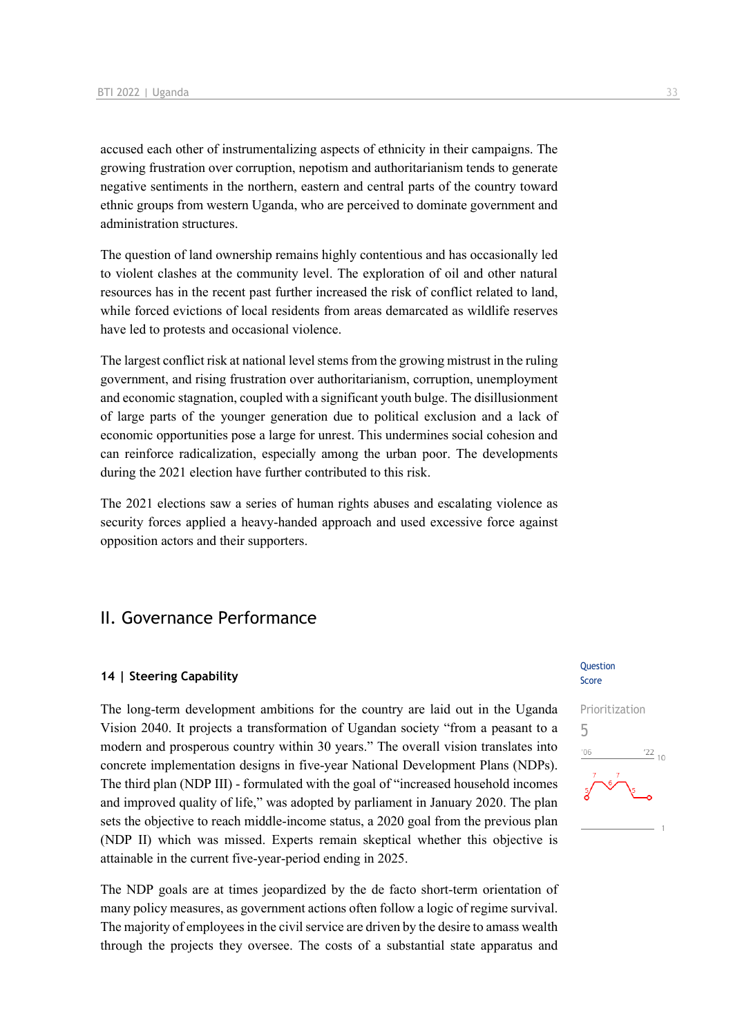accused each other of instrumentalizing aspects of ethnicity in their campaigns. The growing frustration over corruption, nepotism and authoritarianism tends to generate negative sentiments in the northern, eastern and central parts of the country toward ethnic groups from western Uganda, who are perceived to dominate government and administration structures.

The question of land ownership remains highly contentious and has occasionally led to violent clashes at the community level. The exploration of oil and other natural resources has in the recent past further increased the risk of conflict related to land, while forced evictions of local residents from areas demarcated as wildlife reserves have led to protests and occasional violence.

The largest conflict risk at national level stems from the growing mistrust in the ruling government, and rising frustration over authoritarianism, corruption, unemployment and economic stagnation, coupled with a significant youth bulge. The disillusionment of large parts of the younger generation due to political exclusion and a lack of economic opportunities pose a large for unrest. This undermines social cohesion and can reinforce radicalization, especially among the urban poor. The developments during the 2021 election have further contributed to this risk.

The 2021 elections saw a series of human rights abuses and escalating violence as security forces applied a heavy-handed approach and used excessive force against opposition actors and their supporters.

## II. Governance Performance

### 14 | Steering Capability

Question Score

Prioritization
5

The long-term development ambitions for the country are laid out in the Uganda Vision 2040. It projects a transformation of Ugandan society "from a peasant to a modern and prosperous country within 30 years." The overall vision translates into concrete implementation designs in five-year National Development Plans (NDPs). The third plan (NDP III) - formulated with the goal of "increased household incomes and improved quality of life," was adopted by parliament in January 2020. The plan sets the objective to reach middle-income status, a 2020 goal from the previous plan (NDP II) which was missed. Experts remain skeptical whether this objective is attainable in the current five-year-period ending in 2025.

The NDP goals are at times jeopardized by the de facto short-term orientation of many policy measures, as government actions often follow a logic of regime survival. The majority of employees in the civil service are driven by the desire to amass wealth through the projects they oversee. The costs of a substantial state apparatus and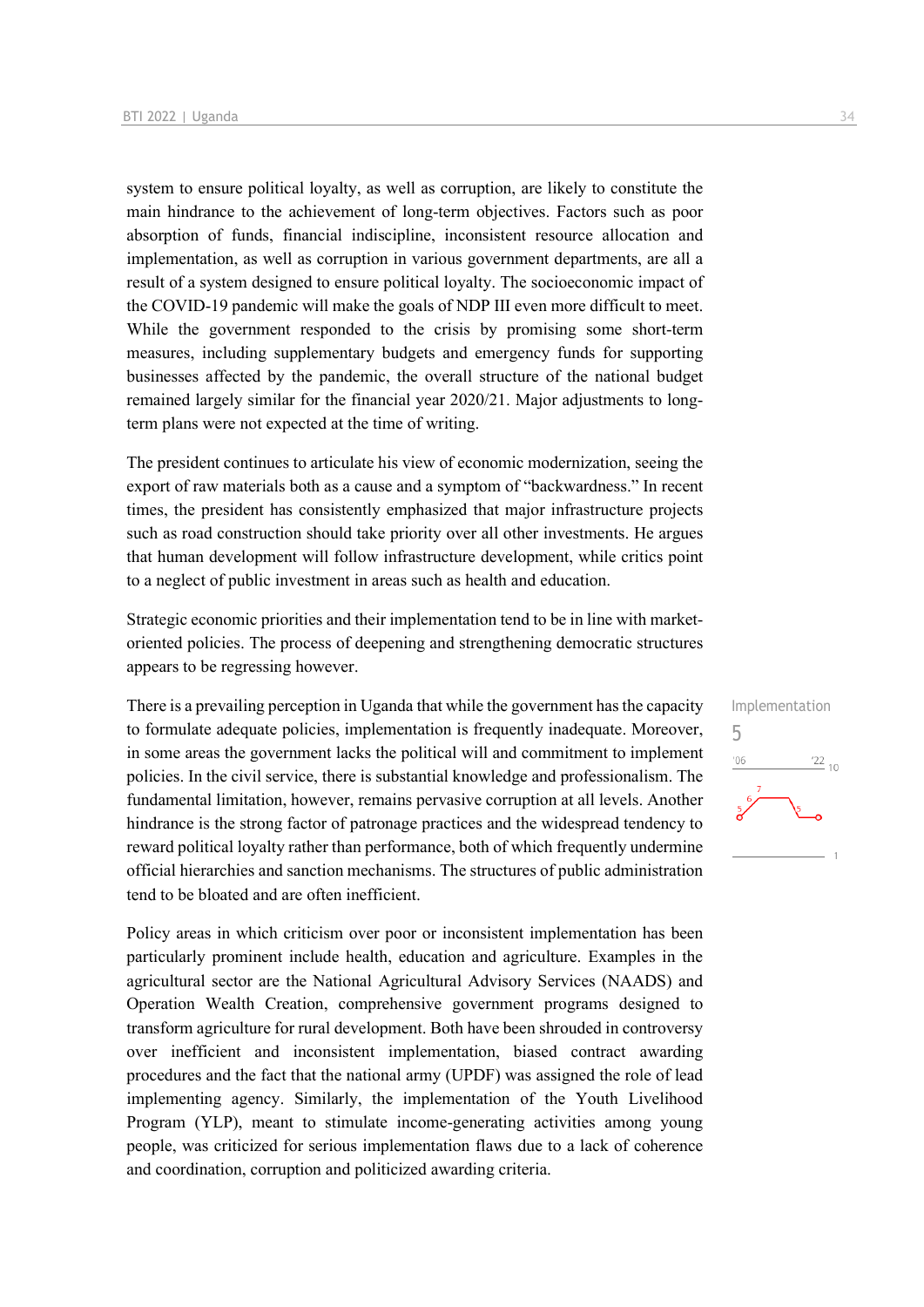system to ensure political loyalty, as well as corruption, are likely to constitute the main hindrance to the achievement of long-term objectives. Factors such as poor absorption of funds, financial indiscipline, inconsistent resource allocation and implementation, as well as corruption in various government departments, are all a result of a system designed to ensure political loyalty. The socioeconomic impact of the COVID-19 pandemic will make the goals of NDP III even more difficult to meet. While the government responded to the crisis by promising some short-term measures, including supplementary budgets and emergency funds for supporting businesses affected by the pandemic, the overall structure of the national budget remained largely similar for the financial year 2020/21. Major adjustments to long-term plans were not expected at the time of writing.

The president continues to articulate his view of economic modernization, seeing the export of raw materials both as a cause and a symptom of "backwardness." In recent times, the president has consistently emphasized that major infrastructure projects such as road construction should take priority over all other investments. He argues that human development will follow infrastructure development, while critics point to a neglect of public investment in areas such as health and education.

Strategic economic priorities and their implementation tend to be in line with market-oriented policies. The process of deepening and strengthening democratic structures appears to be regressing however.

Implementation
5

There is a prevailing perception in Uganda that while the government has the capacity to formulate adequate policies, implementation is frequently inadequate. Moreover, in some areas the government lacks the political will and commitment to implement policies. In the civil service, there is substantial knowledge and professionalism. The fundamental limitation, however, remains pervasive corruption at all levels. Another hindrance is the strong factor of patronage practices and the widespread tendency to reward political loyalty rather than performance, both of which frequently undermine official hierarchies and sanction mechanisms. The structures of public administration tend to be bloated and are often inefficient.

Policy areas in which criticism over poor or inconsistent implementation has been particularly prominent include health, education and agriculture. Examples in the agricultural sector are the National Agricultural Advisory Services (NAADS) and Operation Wealth Creation, comprehensive government programs designed to transform agriculture for rural development. Both have been shrouded in controversy over inefficient and inconsistent implementation, biased contract awarding procedures and the fact that the national army (UPDF) was assigned the role of lead implementing agency. Similarly, the implementation of the Youth Livelihood Program (YLP), meant to stimulate income-generating activities among young people, was criticized for serious implementation flaws due to a lack of coherence and coordination, corruption and politicized awarding criteria.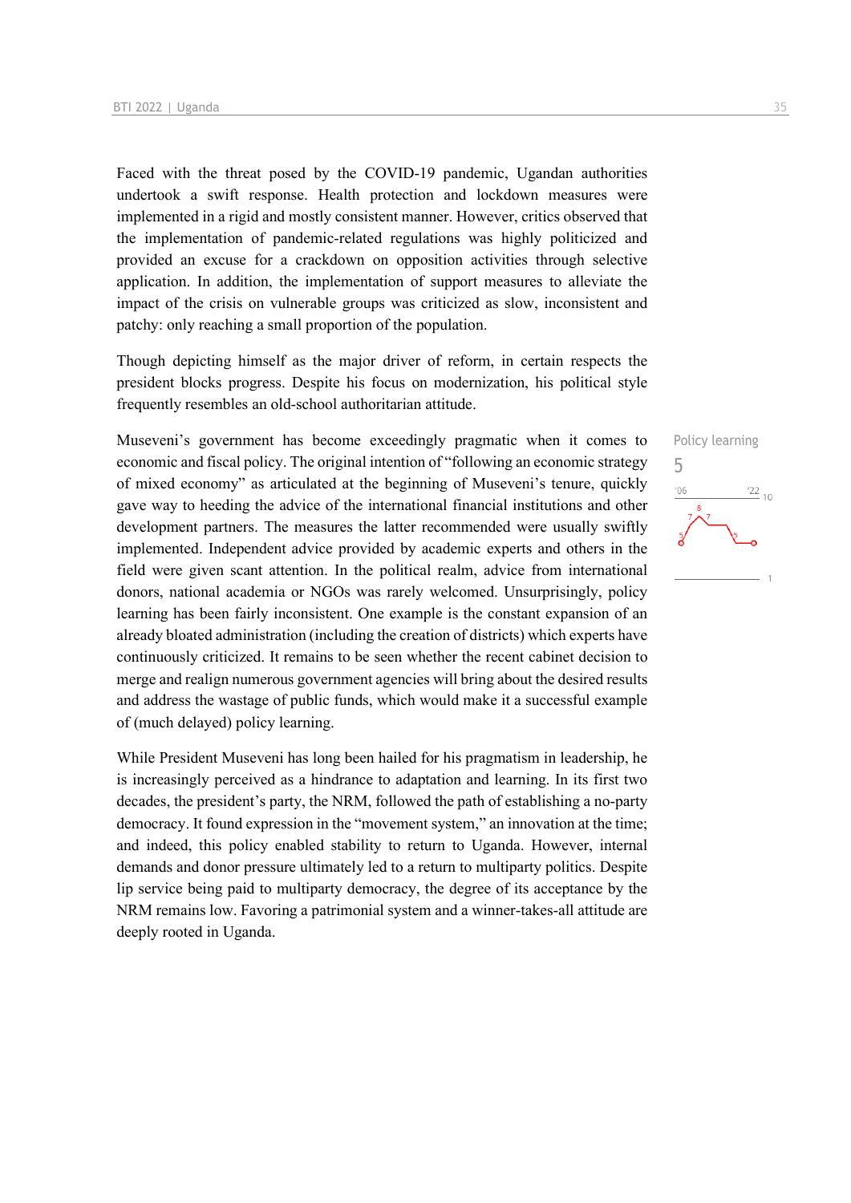Faced with the threat posed by the COVID-19 pandemic, Ugandan authorities undertook a swift response. Health protection and lockdown measures were implemented in a rigid and mostly consistent manner. However, critics observed that the implementation of pandemic-related regulations was highly politicized and provided an excuse for a crackdown on opposition activities through selective application. In addition, the implementation of support measures to alleviate the impact of the crisis on vulnerable groups was criticized as slow, inconsistent and patchy: only reaching a small proportion of the population.

Though depicting himself as the major driver of reform, in certain respects the president blocks progress. Despite his focus on modernization, his political style frequently resembles an old-school authoritarian attitude.

Policy learning
5

Museveni's government has become exceedingly pragmatic when it comes to economic and fiscal policy. The original intention of "following an economic strategy of mixed economy" as articulated at the beginning of Museveni's tenure, quickly gave way to heeding the advice of the international financial institutions and other development partners. The measures the latter recommended were usually swiftly implemented. Independent advice provided by academic experts and others in the field were given scant attention. In the political realm, advice from international donors, national academia or NGOs was rarely welcomed. Unsurprisingly, policy learning has been fairly inconsistent. One example is the constant expansion of an already bloated administration (including the creation of districts) which experts have continuously criticized. It remains to be seen whether the recent cabinet decision to merge and realign numerous government agencies will bring about the desired results and address the wastage of public funds, which would make it a successful example of (much delayed) policy learning.

While President Museveni has long been hailed for his pragmatism in leadership, he is increasingly perceived as a hindrance to adaptation and learning. In its first two decades, the president's party, the NRM, followed the path of establishing a no-party democracy. It found expression in the "movement system," an innovation at the time; and indeed, this policy enabled stability to return to Uganda. However, internal demands and donor pressure ultimately led to a return to multiparty politics. Despite lip service being paid to multiparty democracy, the degree of its acceptance by the NRM remains low. Favoring a patrimonial system and a winner-takes-all attitude are deeply rooted in Uganda.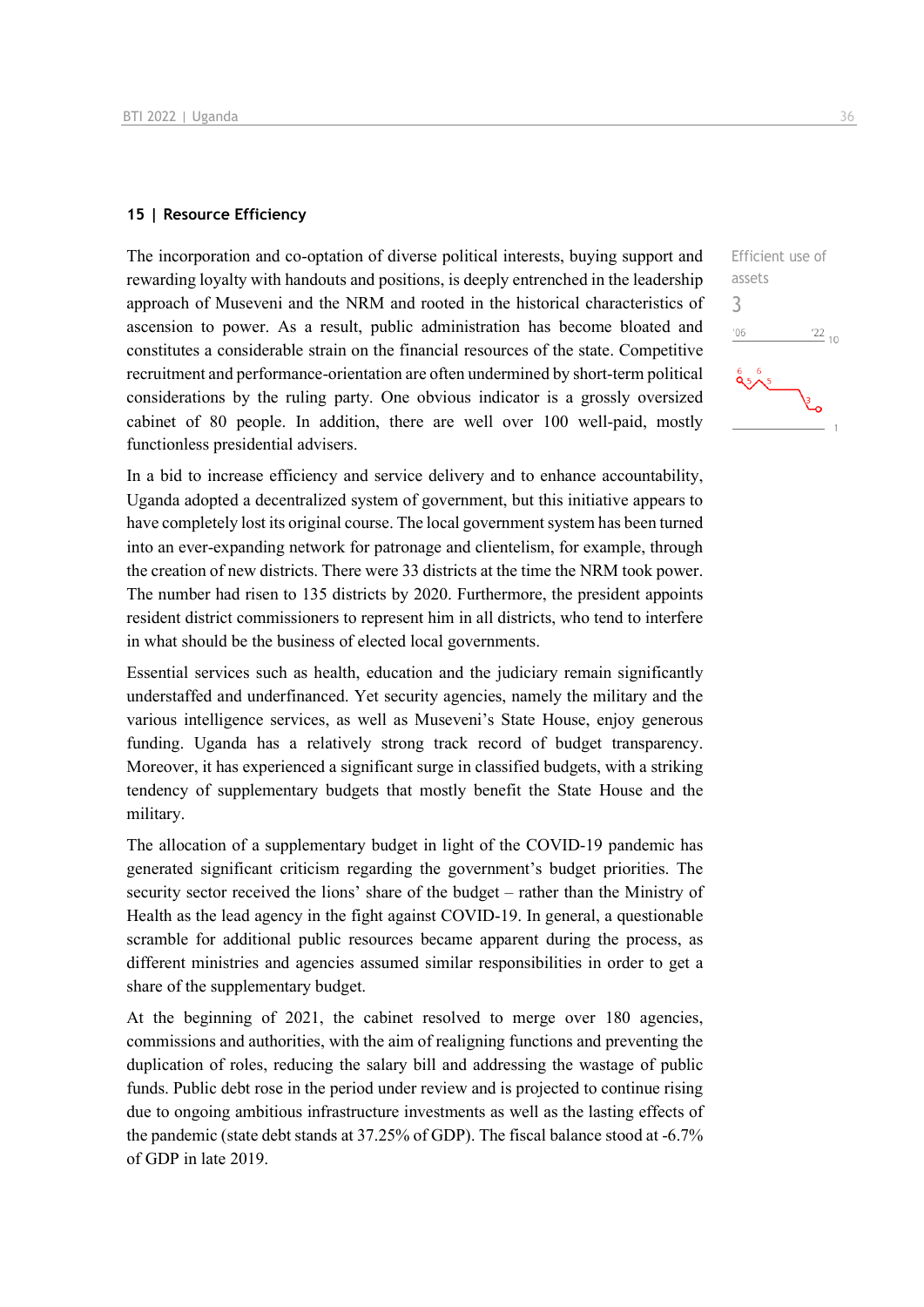## 15 | Resource Efficiency

Efficient use of assets

3

The incorporation and co-optation of diverse political interests, buying support and rewarding loyalty with handouts and positions, is deeply entrenched in the leadership approach of Museveni and the NRM and rooted in the historical characteristics of ascension to power. As a result, public administration has become bloated and constitutes a considerable strain on the financial resources of the state. Competitive recruitment and performance-orientation are often undermined by short-term political considerations by the ruling party. One obvious indicator is a grossly oversized cabinet of 80 people. In addition, there are well over 100 well-paid, mostly functionless presidential advisers.

In a bid to increase efficiency and service delivery and to enhance accountability, Uganda adopted a decentralized system of government, but this initiative appears to have completely lost its original course. The local government system has been turned into an ever-expanding network for patronage and clientelism, for example, through the creation of new districts. There were 33 districts at the time the NRM took power. The number had risen to 135 districts by 2020. Furthermore, the president appoints resident district commissioners to represent him in all districts, who tend to interfere in what should be the business of elected local governments.

Essential services such as health, education and the judiciary remain significantly understaffed and underfinanced. Yet security agencies, namely the military and the various intelligence services, as well as Museveni's State House, enjoy generous funding. Uganda has a relatively strong track record of budget transparency. Moreover, it has experienced a significant surge in classified budgets, with a striking tendency of supplementary budgets that mostly benefit the State House and the military.

The allocation of a supplementary budget in light of the COVID-19 pandemic has generated significant criticism regarding the government's budget priorities. The security sector received the lions' share of the budget – rather than the Ministry of Health as the lead agency in the fight against COVID-19. In general, a questionable scramble for additional public resources became apparent during the process, as different ministries and agencies assumed similar responsibilities in order to get a share of the supplementary budget.

At the beginning of 2021, the cabinet resolved to merge over 180 agencies, commissions and authorities, with the aim of realigning functions and preventing the duplication of roles, reducing the salary bill and addressing the wastage of public funds. Public debt rose in the period under review and is projected to continue rising due to ongoing ambitious infrastructure investments as well as the lasting effects of the pandemic (state debt stands at 37.25% of GDP). The fiscal balance stood at -6.7% of GDP in late 2019.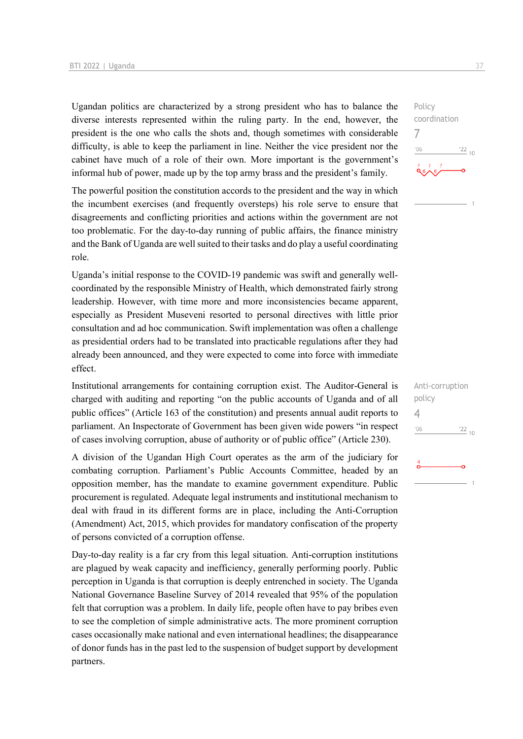Ugandan politics are characterized by a strong president who has to balance the diverse interests represented within the ruling party. In the end, however, the president is the one who calls the shots and, though sometimes with considerable difficulty, is able to keep the parliament in line. Neither the vice president nor the cabinet have much of a role of their own. More important is the government's informal hub of power, made up by the top army brass and the president's family.

Policy coordination
7

The powerful position the constitution accords to the president and the way in which the incumbent exercises (and frequently oversteps) his role serve to ensure that disagreements and conflicting priorities and actions within the government are not too problematic. For the day-to-day running of public affairs, the finance ministry and the Bank of Uganda are well suited to their tasks and do play a useful coordinating role.

Uganda's initial response to the COVID-19 pandemic was swift and generally well-coordinated by the responsible Ministry of Health, which demonstrated fairly strong leadership. However, with time more and more inconsistencies became apparent, especially as President Museveni resorted to personal directives with little prior consultation and ad hoc communication. Swift implementation was often a challenge as presidential orders had to be translated into practicable regulations after they had already been announced, and they were expected to come into force with immediate effect.

Institutional arrangements for containing corruption exist. The Auditor-General is charged with auditing and reporting "on the public accounts of Uganda and of all public offices" (Article 163 of the constitution) and presents annual audit reports to parliament. An Inspectorate of Government has been given wide powers "in respect of cases involving corruption, abuse of authority or of public office" (Article 230).

Anti-corruption policy
4

A division of the Ugandan High Court operates as the arm of the judiciary for combating corruption. Parliament's Public Accounts Committee, headed by an opposition member, has the mandate to examine government expenditure. Public procurement is regulated. Adequate legal instruments and institutional mechanism to deal with fraud in its different forms are in place, including the Anti-Corruption (Amendment) Act, 2015, which provides for mandatory confiscation of the property of persons convicted of a corruption offense.

Day-to-day reality is a far cry from this legal situation. Anti-corruption institutions are plagued by weak capacity and inefficiency, generally performing poorly. Public perception in Uganda is that corruption is deeply entrenched in society. The Uganda National Governance Baseline Survey of 2014 revealed that 95% of the population felt that corruption was a problem. In daily life, people often have to pay bribes even to see the completion of simple administrative acts. The more prominent corruption cases occasionally make national and even international headlines; the disappearance of donor funds has in the past led to the suspension of budget support by development partners.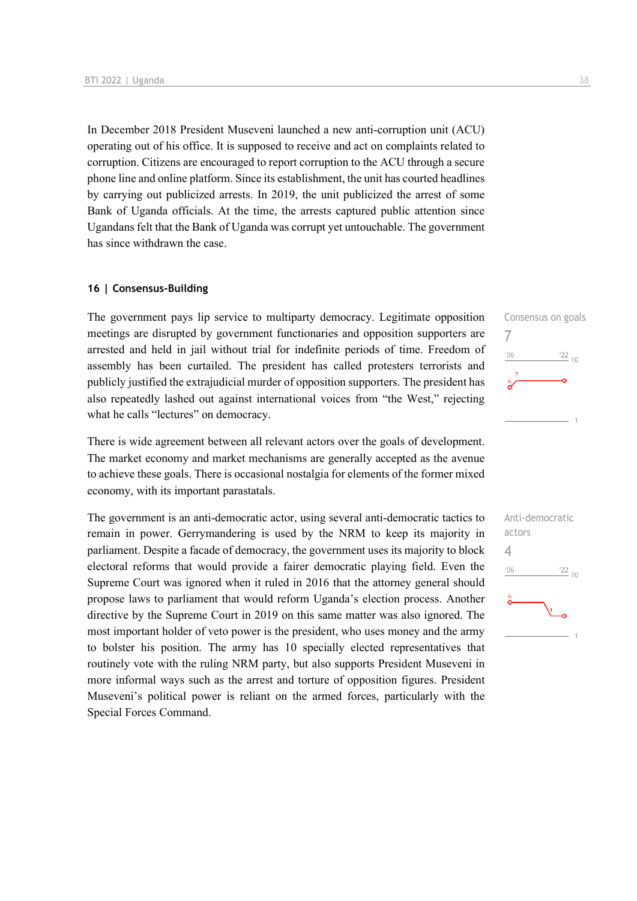In December 2018 President Museveni launched a new anti-corruption unit (ACU) operating out of his office. It is supposed to receive and act on complaints related to corruption. Citizens are encouraged to report corruption to the ACU through a secure phone line and online platform. Since its establishment, the unit has courted headlines by carrying out publicized arrests. In 2019, the unit publicized the arrest of some Bank of Uganda officials. At the time, the arrests captured public attention since Ugandans felt that the Bank of Uganda was corrupt yet untouchable. The government has since withdrawn the case.

## 16 | Consensus-Building

Consensus on goals
7

The government pays lip service to multiparty democracy. Legitimate opposition meetings are disrupted by government functionaries and opposition supporters are arrested and held in jail without trial for indefinite periods of time. Freedom of assembly has been curtailed. The president has called protesters terrorists and publicly justified the extrajudicial murder of opposition supporters. The president has also repeatedly lashed out against international voices from "the West," rejecting what he calls "lectures" on democracy.

There is wide agreement between all relevant actors over the goals of development. The market economy and market mechanisms are generally accepted as the avenue to achieve these goals. There is occasional nostalgia for elements of the former mixed economy, with its important parastatals.

Anti-democratic actors
4

The government is an anti-democratic actor, using several anti-democratic tactics to remain in power. Gerrymandering is used by the NRM to keep its majority in parliament. Despite a facade of democracy, the government uses its majority to block electoral reforms that would provide a fairer democratic playing field. Even the Supreme Court was ignored when it ruled in 2016 that the attorney general should propose laws to parliament that would reform Uganda's election process. Another directive by the Supreme Court in 2019 on this same matter was also ignored. The most important holder of veto power is the president, who uses money and the army to bolster his position. The army has 10 specially elected representatives that routinely vote with the ruling NRM party, but also supports President Museveni in more informal ways such as the arrest and torture of opposition figures. President Museveni's political power is reliant on the armed forces, particularly with the Special Forces Command.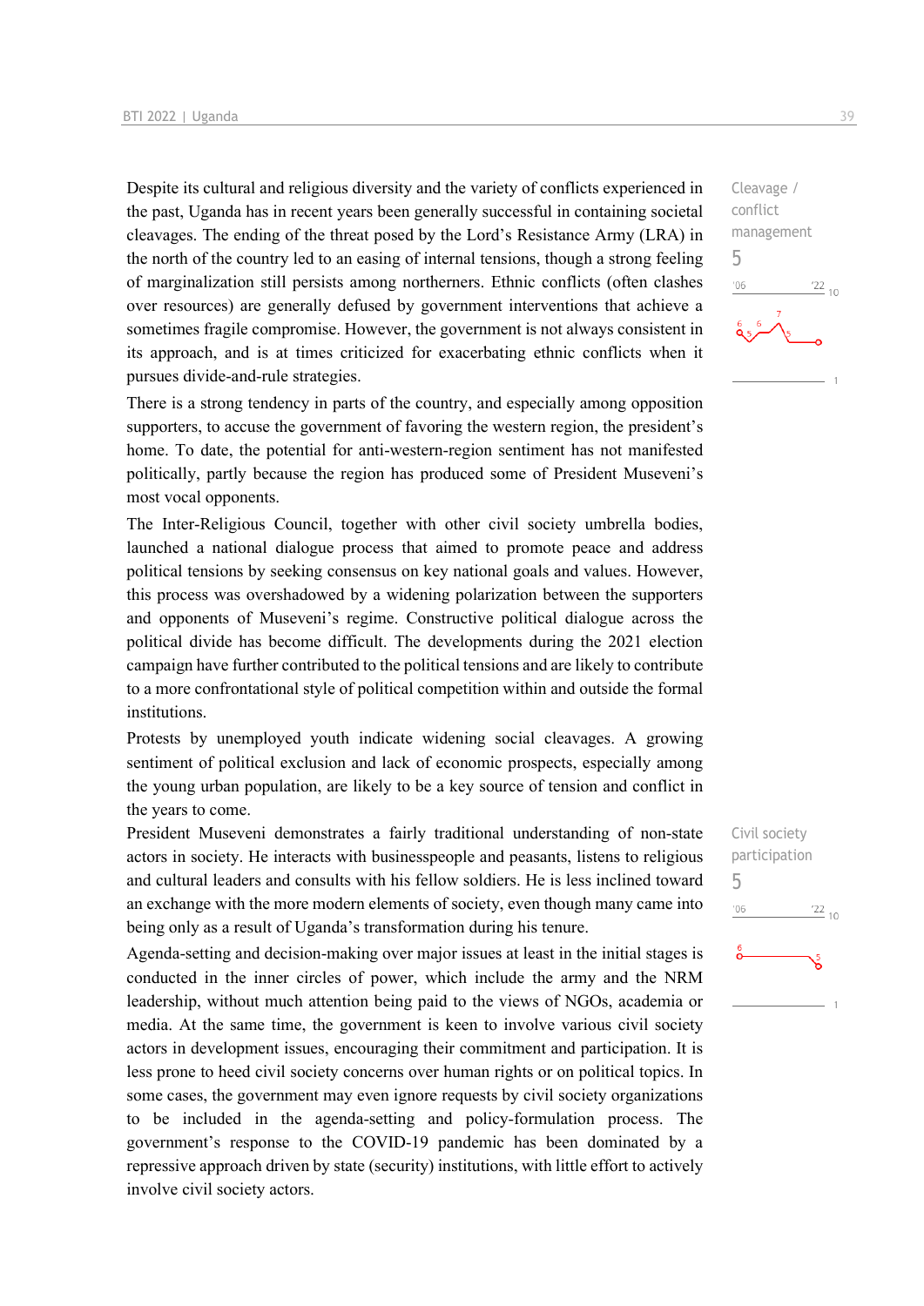Despite its cultural and religious diversity and the variety of conflicts experienced in the past, Uganda has in recent years been generally successful in containing societal cleavages. The ending of the threat posed by the Lord's Resistance Army (LRA) in the north of the country led to an easing of internal tensions, though a strong feeling of marginalization still persists among northerners. Ethnic conflicts (often clashes over resources) are generally defused by government interventions that achieve a sometimes fragile compromise. However, the government is not always consistent in its approach, and is at times criticized for exacerbating ethnic conflicts when it pursues divide-and-rule strategies.

Cleavage / conflict management
5

There is a strong tendency in parts of the country, and especially among opposition supporters, to accuse the government of favoring the western region, the president's home. To date, the potential for anti-western-region sentiment has not manifested politically, partly because the region has produced some of President Museveni's most vocal opponents.

The Inter-Religious Council, together with other civil society umbrella bodies, launched a national dialogue process that aimed to promote peace and address political tensions by seeking consensus on key national goals and values. However, this process was overshadowed by a widening polarization between the supporters and opponents of Museveni's regime. Constructive political dialogue across the political divide has become difficult. The developments during the 2021 election campaign have further contributed to the political tensions and are likely to contribute to a more confrontational style of political competition within and outside the formal institutions.

Protests by unemployed youth indicate widening social cleavages. A growing sentiment of political exclusion and lack of economic prospects, especially among the young urban population, are likely to be a key source of tension and conflict in the years to come.

President Museveni demonstrates a fairly traditional understanding of non-state actors in society. He interacts with businesspeople and peasants, listens to religious and cultural leaders and consults with his fellow soldiers. He is less inclined toward an exchange with the more modern elements of society, even though many came into being only as a result of Uganda's transformation during his tenure.

Civil society participation
5

Agenda-setting and decision-making over major issues at least in the initial stages is conducted in the inner circles of power, which include the army and the NRM leadership, without much attention being paid to the views of NGOs, academia or media. At the same time, the government is keen to involve various civil society actors in development issues, encouraging their commitment and participation. It is less prone to heed civil society concerns over human rights or on political topics. In some cases, the government may even ignore requests by civil society organizations to be included in the agenda-setting and policy-formulation process. The government's response to the COVID-19 pandemic has been dominated by a repressive approach driven by state (security) institutions, with little effort to actively involve civil society actors.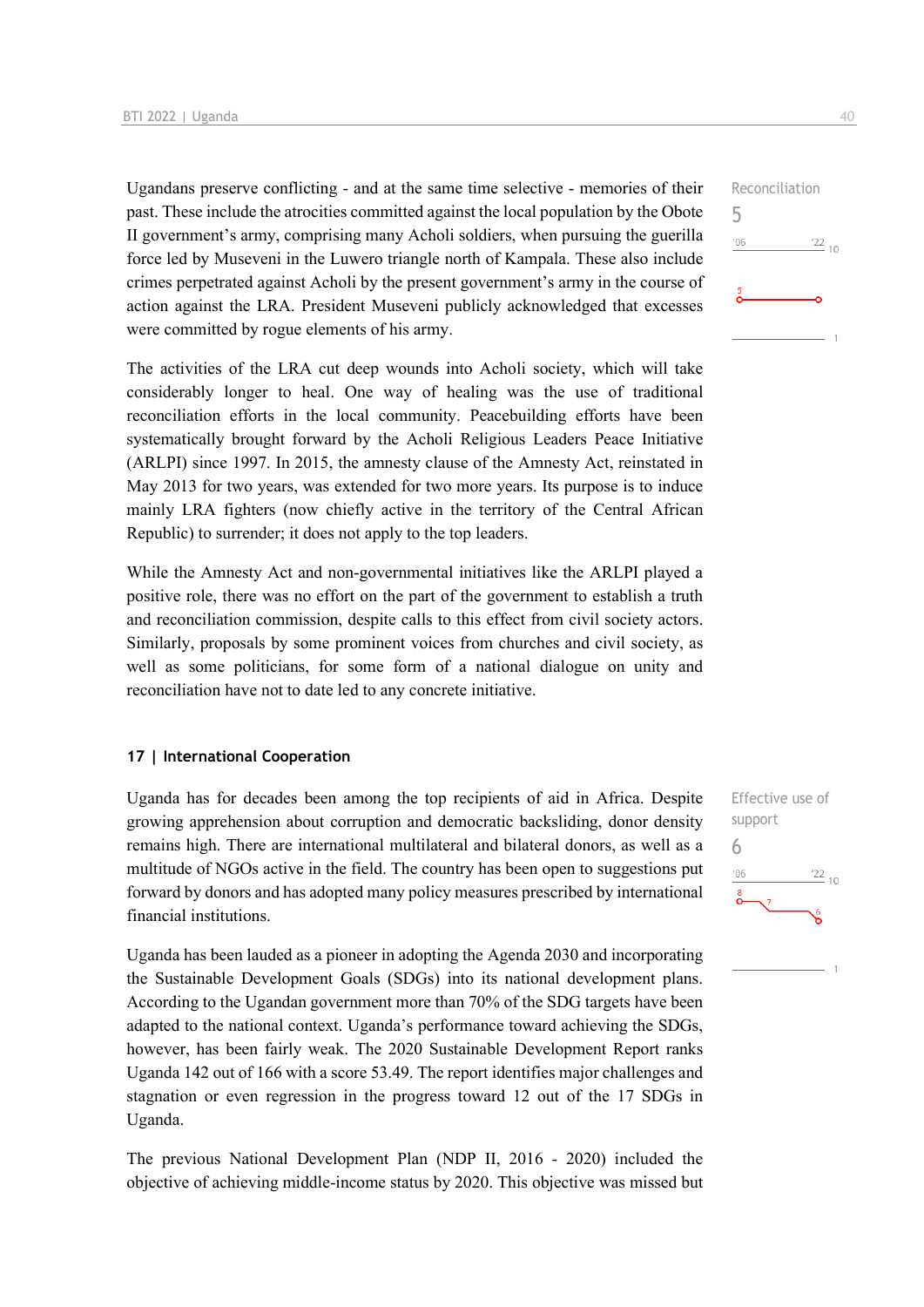Ugandans preserve conflicting - and at the same time selective - memories of their past. These include the atrocities committed against the local population by the Obote II government's army, comprising many Acholi soldiers, when pursuing the guerilla force led by Museveni in the Luwero triangle north of Kampala. These also include crimes perpetrated against Acholi by the present government's army in the course of action against the LRA. President Museveni publicly acknowledged that excesses were committed by rogue elements of his army.

Reconciliation
5

The activities of the LRA cut deep wounds into Acholi society, which will take considerably longer to heal. One way of healing was the use of traditional reconciliation efforts in the local community. Peacebuilding efforts have been systematically brought forward by the Acholi Religious Leaders Peace Initiative (ARLPI) since 1997. In 2015, the amnesty clause of the Amnesty Act, reinstated in May 2013 for two years, was extended for two more years. Its purpose is to induce mainly LRA fighters (now chiefly active in the territory of the Central African Republic) to surrender; it does not apply to the top leaders.

While the Amnesty Act and non-governmental initiatives like the ARLPI played a positive role, there was no effort on the part of the government to establish a truth and reconciliation commission, despite calls to this effect from civil society actors. Similarly, proposals by some prominent voices from churches and civil society, as well as some politicians, for some form of a national dialogue on unity and reconciliation have not to date led to any concrete initiative.

## 17 | International Cooperation

Uganda has for decades been among the top recipients of aid in Africa. Despite growing apprehension about corruption and democratic backsliding, donor density remains high. There are international multilateral and bilateral donors, as well as a multitude of NGOs active in the field. The country has been open to suggestions put forward by donors and has adopted many policy measures prescribed by international financial institutions.

Effective use of support
6

Uganda has been lauded as a pioneer in adopting the Agenda 2030 and incorporating the Sustainable Development Goals (SDGs) into its national development plans. According to the Ugandan government more than 70% of the SDG targets have been adapted to the national context. Uganda's performance toward achieving the SDGs, however, has been fairly weak. The 2020 Sustainable Development Report ranks Uganda 142 out of 166 with a score 53.49. The report identifies major challenges and stagnation or even regression in the progress toward 12 out of the 17 SDGs in Uganda.

The previous National Development Plan (NDP II, 2016 - 2020) included the objective of achieving middle-income status by 2020. This objective was missed but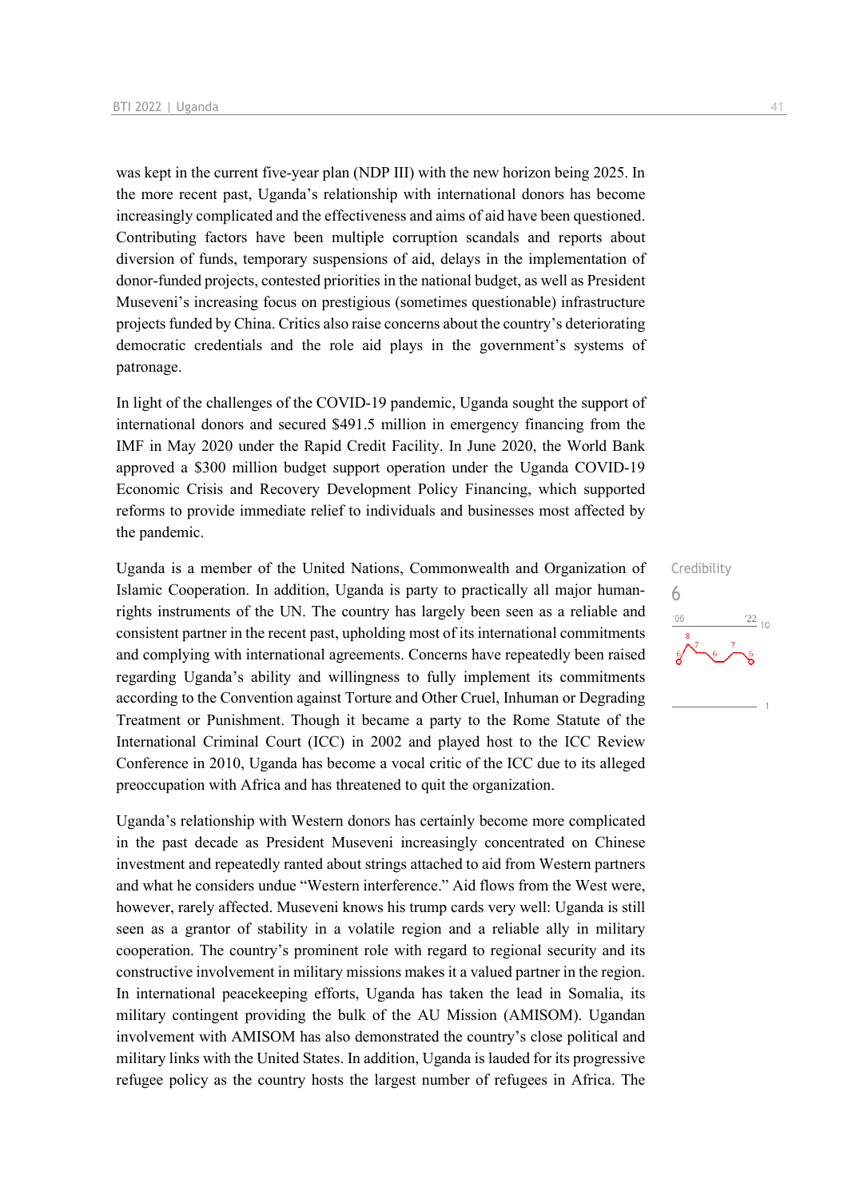was kept in the current five-year plan (NDP III) with the new horizon being 2025. In the more recent past, Uganda's relationship with international donors has become increasingly complicated and the effectiveness and aims of aid have been questioned. Contributing factors have been multiple corruption scandals and reports about diversion of funds, temporary suspensions of aid, delays in the implementation of donor-funded projects, contested priorities in the national budget, as well as President Museveni's increasing focus on prestigious (sometimes questionable) infrastructure projects funded by China. Critics also raise concerns about the country's deteriorating democratic credentials and the role aid plays in the government's systems of patronage.

In light of the challenges of the COVID-19 pandemic, Uganda sought the support of international donors and secured $491.5 million in emergency financing from the IMF in May 2020 under the Rapid Credit Facility. In June 2020, the World Bank approved a $300 million budget support operation under the Uganda COVID-19 Economic Crisis and Recovery Development Policy Financing, which supported reforms to provide immediate relief to individuals and businesses most affected by the pandemic.

Credibility
6

Uganda is a member of the United Nations, Commonwealth and Organization of Islamic Cooperation. In addition, Uganda is party to practically all major human-rights instruments of the UN. The country has largely been seen as a reliable and consistent partner in the recent past, upholding most of its international commitments and complying with international agreements. Concerns have repeatedly been raised regarding Uganda's ability and willingness to fully implement its commitments according to the Convention against Torture and Other Cruel, Inhuman or Degrading Treatment or Punishment. Though it became a party to the Rome Statute of the International Criminal Court (ICC) in 2002 and played host to the ICC Review Conference in 2010, Uganda has become a vocal critic of the ICC due to its alleged preoccupation with Africa and has threatened to quit the organization.

Uganda's relationship with Western donors has certainly become more complicated in the past decade as President Museveni increasingly concentrated on Chinese investment and repeatedly ranted about strings attached to aid from Western partners and what he considers undue "Western interference." Aid flows from the West were, however, rarely affected. Museveni knows his trump cards very well: Uganda is still seen as a grantor of stability in a volatile region and a reliable ally in military cooperation. The country's prominent role with regard to regional security and its constructive involvement in military missions makes it a valued partner in the region. In international peacekeeping efforts, Uganda has taken the lead in Somalia, its military contingent providing the bulk of the AU Mission (AMISOM). Ugandan involvement with AMISOM has also demonstrated the country's close political and military links with the United States. In addition, Uganda is lauded for its progressive refugee policy as the country hosts the largest number of refugees in Africa. The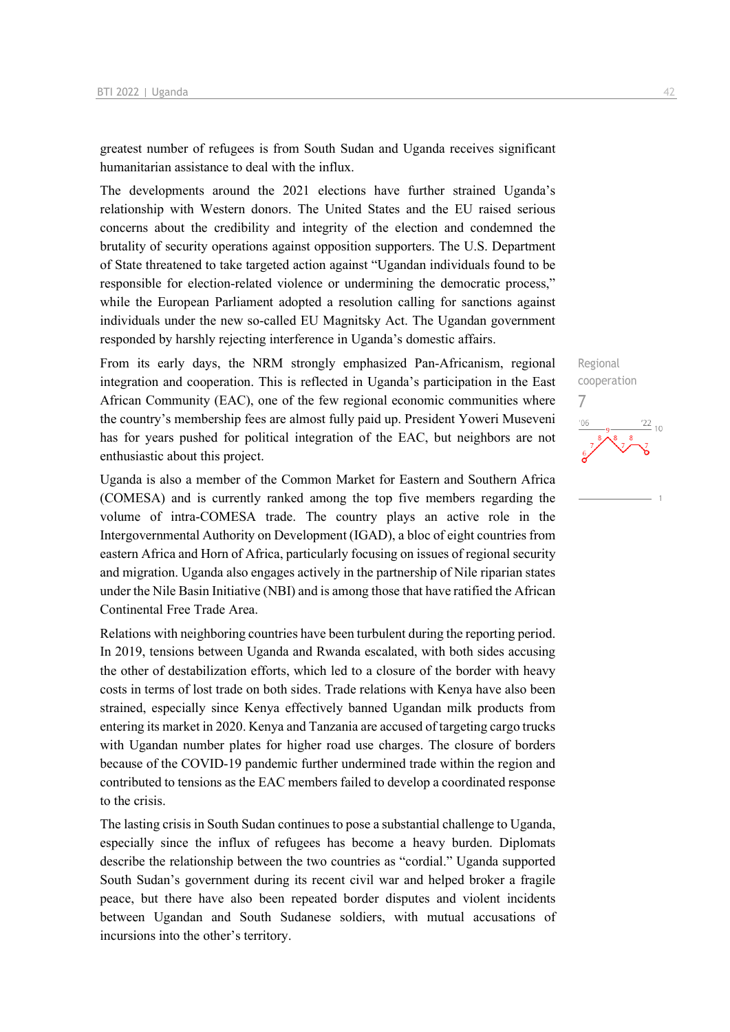greatest number of refugees is from South Sudan and Uganda receives significant humanitarian assistance to deal with the influx.

The developments around the 2021 elections have further strained Uganda's relationship with Western donors. The United States and the EU raised serious concerns about the credibility and integrity of the election and condemned the brutality of security operations against opposition supporters. The U.S. Department of State threatened to take targeted action against "Ugandan individuals found to be responsible for election-related violence or undermining the democratic process," while the European Parliament adopted a resolution calling for sanctions against individuals under the new so-called EU Magnitsky Act. The Ugandan government responded by harshly rejecting interference in Uganda's domestic affairs.

Regional cooperation
7

From its early days, the NRM strongly emphasized Pan-Africanism, regional integration and cooperation. This is reflected in Uganda's participation in the East African Community (EAC), one of the few regional economic communities where the country's membership fees are almost fully paid up. President Yoweri Museveni has for years pushed for political integration of the EAC, but neighbors are not enthusiastic about this project.

Uganda is also a member of the Common Market for Eastern and Southern Africa (COMESA) and is currently ranked among the top five members regarding the volume of intra-COMESA trade. The country plays an active role in the Intergovernmental Authority on Development (IGAD), a bloc of eight countries from eastern Africa and Horn of Africa, particularly focusing on issues of regional security and migration. Uganda also engages actively in the partnership of Nile riparian states under the Nile Basin Initiative (NBI) and is among those that have ratified the African Continental Free Trade Area.

Relations with neighboring countries have been turbulent during the reporting period. In 2019, tensions between Uganda and Rwanda escalated, with both sides accusing the other of destabilization efforts, which led to a closure of the border with heavy costs in terms of lost trade on both sides. Trade relations with Kenya have also been strained, especially since Kenya effectively banned Ugandan milk products from entering its market in 2020. Kenya and Tanzania are accused of targeting cargo trucks with Ugandan number plates for higher road use charges. The closure of borders because of the COVID-19 pandemic further undermined trade within the region and contributed to tensions as the EAC members failed to develop a coordinated response to the crisis.

The lasting crisis in South Sudan continues to pose a substantial challenge to Uganda, especially since the influx of refugees has become a heavy burden. Diplomats describe the relationship between the two countries as "cordial." Uganda supported South Sudan's government during its recent civil war and helped broker a fragile peace, but there have also been repeated border disputes and violent incidents between Ugandan and South Sudanese soldiers, with mutual accusations of incursions into the other's territory.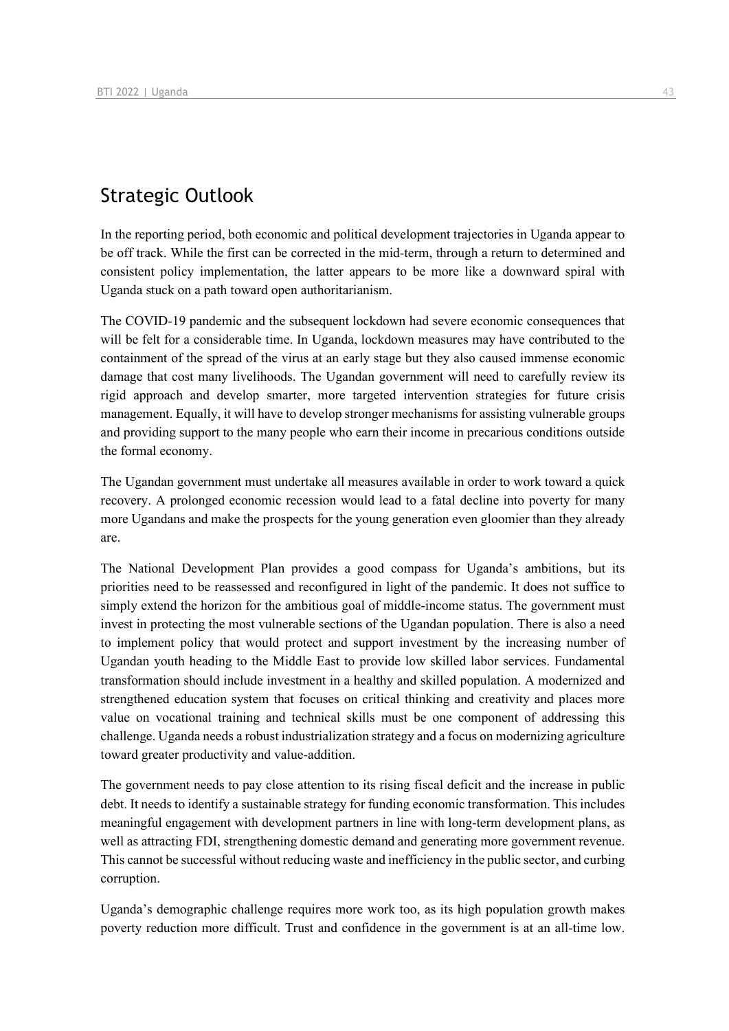## Strategic Outlook

In the reporting period, both economic and political development trajectories in Uganda appear to be off track. While the first can be corrected in the mid-term, through a return to determined and consistent policy implementation, the latter appears to be more like a downward spiral with Uganda stuck on a path toward open authoritarianism.

The COVID-19 pandemic and the subsequent lockdown had severe economic consequences that will be felt for a considerable time. In Uganda, lockdown measures may have contributed to the containment of the spread of the virus at an early stage but they also caused immense economic damage that cost many livelihoods. The Ugandan government will need to carefully review its rigid approach and develop smarter, more targeted intervention strategies for future crisis management. Equally, it will have to develop stronger mechanisms for assisting vulnerable groups and providing support to the many people who earn their income in precarious conditions outside the formal economy.

The Ugandan government must undertake all measures available in order to work toward a quick recovery. A prolonged economic recession would lead to a fatal decline into poverty for many more Ugandans and make the prospects for the young generation even gloomier than they already are.

The National Development Plan provides a good compass for Uganda's ambitions, but its priorities need to be reassessed and reconfigured in light of the pandemic. It does not suffice to simply extend the horizon for the ambitious goal of middle-income status. The government must invest in protecting the most vulnerable sections of the Ugandan population. There is also a need to implement policy that would protect and support investment by the increasing number of Ugandan youth heading to the Middle East to provide low skilled labor services. Fundamental transformation should include investment in a healthy and skilled population. A modernized and strengthened education system that focuses on critical thinking and creativity and places more value on vocational training and technical skills must be one component of addressing this challenge. Uganda needs a robust industrialization strategy and a focus on modernizing agriculture toward greater productivity and value-addition.

The government needs to pay close attention to its rising fiscal deficit and the increase in public debt. It needs to identify a sustainable strategy for funding economic transformation. This includes meaningful engagement with development partners in line with long-term development plans, as well as attracting FDI, strengthening domestic demand and generating more government revenue. This cannot be successful without reducing waste and inefficiency in the public sector, and curbing corruption.

Uganda's demographic challenge requires more work too, as its high population growth makes poverty reduction more difficult. Trust and confidence in the government is at an all-time low.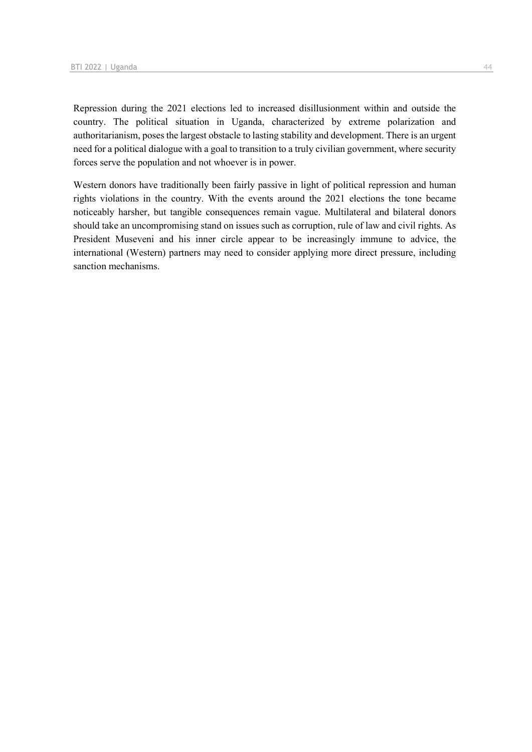Repression during the 2021 elections led to increased disillusionment within and outside the country. The political situation in Uganda, characterized by extreme polarization and authoritarianism, poses the largest obstacle to lasting stability and development. There is an urgent need for a political dialogue with a goal to transition to a truly civilian government, where security forces serve the population and not whoever is in power.

Western donors have traditionally been fairly passive in light of political repression and human rights violations in the country. With the events around the 2021 elections the tone became noticeably harsher, but tangible consequences remain vague. Multilateral and bilateral donors should take an uncompromising stand on issues such as corruption, rule of law and civil rights. As President Museveni and his inner circle appear to be increasingly immune to advice, the international (Western) partners may need to consider applying more direct pressure, including sanction mechanisms.